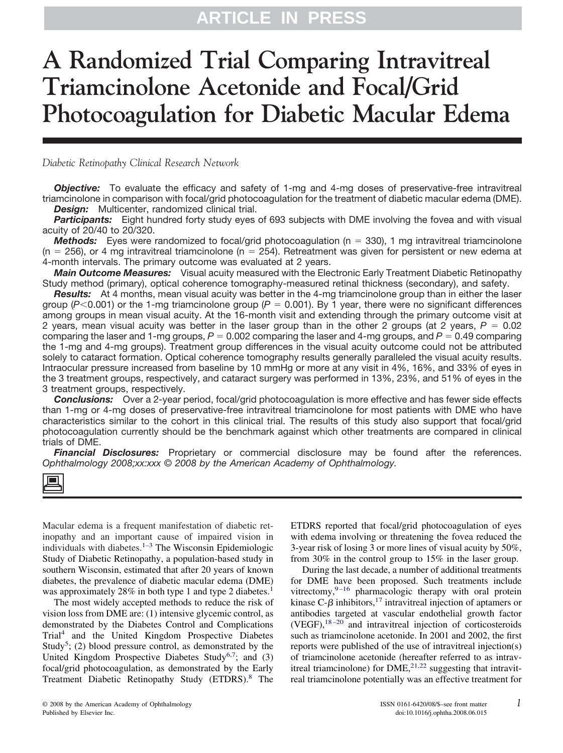# A Randomized Trial Comparing Intravitreal Triamcinolone Acetonide and Focal/Grid Photocoagulation for Diabetic Macular Edema

*Diabetic Retinopathy Clinical Research Network*

***Objective:*** To evaluate the efficacy and safety of 1-mg and 4-mg doses of preservative-free intravitreal triamcinolone in comparison with focal/grid photocoagulation for the treatment of diabetic macular edema (DME).

***Design:*** Multicenter, randomized clinical trial.

***Participants:*** Eight hundred forty study eyes of 693 subjects with DME involving the fovea and with visual acuity of 20/40 to 20/320.

***Methods:*** Eyes were randomized to focal/grid photocoagulation (n = 330), 1 mg intravitreal triamcinolone (n = 256), or 4 mg intravitreal triamcinolone (n = 254). Retreatment was given for persistent or new edema at 4-month intervals. The primary outcome was evaluated at 2 years.

***Main Outcome Measures:*** Visual acuity measured with the Electronic Early Treatment Diabetic Retinopathy Study method (primary), optical coherence tomography-measured retinal thickness (secondary), and safety.

***Results:*** At 4 months, mean visual acuity was better in the 4-mg triamcinolone group than in either the laser group ($P<0.001$) or the 1-mg triamcinolone group ($P = 0.001$). By 1 year, there were no significant differences among groups in mean visual acuity. At the 16-month visit and extending through the primary outcome visit at 2 years, mean visual acuity was better in the laser group than in the other 2 groups (at 2 years, $P = 0.02$ comparing the laser and 1-mg groups, $P = 0.002$ comparing the laser and 4-mg groups, and $P = 0.49$ comparing the 1-mg and 4-mg groups). Treatment group differences in the visual acuity outcome could not be attributed solely to cataract formation. Optical coherence tomography results generally paralleled the visual acuity results. Intraocular pressure increased from baseline by 10 mmHg or more at any visit in 4%, 16%, and 33% of eyes in the 3 treatment groups, respectively, and cataract surgery was performed in 13%, 23%, and 51% of eyes in the 3 treatment groups, respectively.

***Conclusions:*** Over a 2-year period, focal/grid photocoagulation is more effective and has fewer side effects than 1-mg or 4-mg doses of preservative-free intravitreal triamcinolone for most patients with DME who have characteristics similar to the cohort in this clinical trial. The results of this study also support that focal/grid photocoagulation currently should be the benchmark against which other treatments are compared in clinical trials of DME.

***Financial Disclosures:*** Proprietary or commercial disclosure may be found after the references. *Ophthalmology 2008;xx:xxx © 2008 by the American Academy of Ophthalmology.*

Macular edema is a frequent manifestation of diabetic retinopathy and an important cause of impaired vision in individuals with diabetes.[1–3] The Wisconsin Epidemiologic Study of Diabetic Retinopathy, a population-based study in southern Wisconsin, estimated that after 20 years of known diabetes, the prevalence of diabetic macular edema (DME) was approximately 28% in both type 1 and type 2 diabetes.[1]

The most widely accepted methods to reduce the risk of vision loss from DME are: (1) intensive glycemic control, as demonstrated by the Diabetes Control and Complications Trial[4] and the United Kingdom Prospective Diabetes Study[5]; (2) blood pressure control, as demonstrated by the United Kingdom Prospective Diabetes Study[6,7]; and (3) focal/grid photocoagulation, as demonstrated by the Early Treatment Diabetic Retinopathy Study (ETDRS).[8] The ETDRS reported that focal/grid photocoagulation of eyes with edema involving or threatening the fovea reduced the 3-year risk of losing 3 or more lines of visual acuity by 50%, from 30% in the control group to 15% in the laser group.

During the last decade, a number of additional treatments for DME have been proposed. Such treatments include vitrectomy,[9–16] pharmacologic therapy with oral protein kinase C-$\beta$ inhibitors,[17] intravitreal injection of aptamers or antibodies targeted at vascular endothelial growth factor (VEGF),[18–20] and intravitreal injection of corticosteroids such as triamcinolone acetonide. In 2001 and 2002, the first reports were published of the use of intravitreal injection(s) of triamcinolone acetonide (hereafter referred to as intravitreal triamcinolone) for DME,[21,22] suggesting that intravitreal triamcinolone potentially was an effective treatment for

© 2008 by the American Academy of Ophthalmology
Published by Elsevier Inc.

ISSN 0161-6420/08/$–see front matter
doi:10.1016/j.ophtha.2008.06.015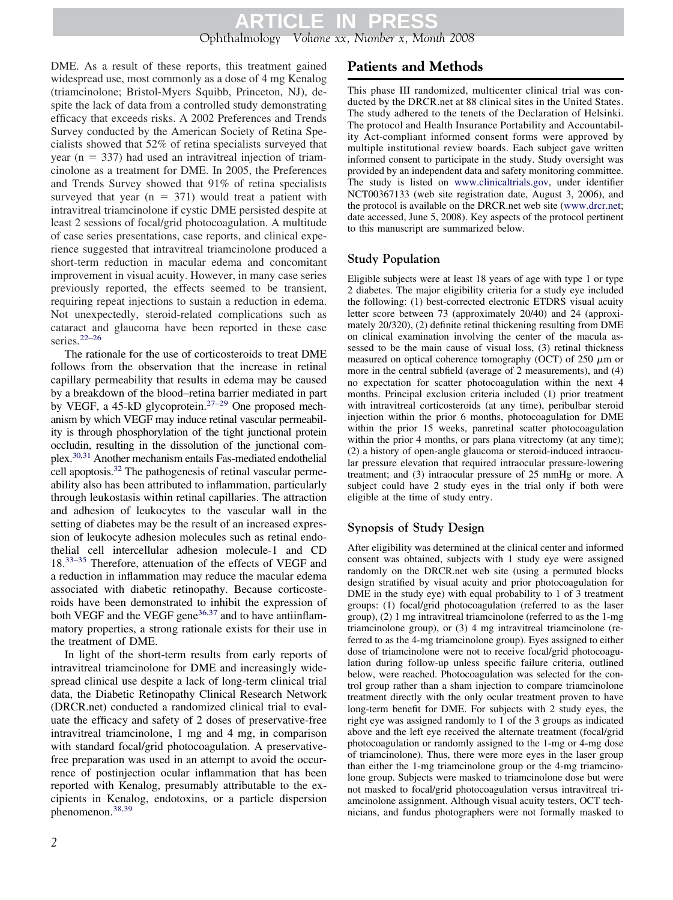DME. As a result of these reports, this treatment gained widespread use, most commonly as a dose of 4 mg Kenalog (triamcinolone; Bristol-Myers Squibb, Princeton, NJ), despite the lack of data from a controlled study demonstrating efficacy that exceeds risks. A 2002 Preferences and Trends Survey conducted by the American Society of Retina Specialists showed that 52% of retina specialists surveyed that year (n = 337) had used an intravitreal injection of triamcinolone as a treatment for DME. In 2005, the Preferences and Trends Survey showed that 91% of retina specialists surveyed that year (n = 371) would treat a patient with intravitreal triamcinolone if cystic DME persisted despite at least 2 sessions of focal/grid photocoagulation. A multitude of case series presentations, case reports, and clinical experience suggested that intravitreal triamcinolone produced a short-term reduction in macular edema and concomitant improvement in visual acuity. However, in many case series previously reported, the effects seemed to be transient, requiring repeat injections to sustain a reduction in edema. Not unexpectedly, steroid-related complications such as cataract and glaucoma have been reported in these case series.[22–26]

The rationale for the use of corticosteroids to treat DME follows from the observation that the increase in retinal capillary permeability that results in edema may be caused by a breakdown of the blood–retina barrier mediated in part by VEGF, a 45-kD glycoprotein.[27–29] One proposed mechanism by which VEGF may induce retinal vascular permeability is through phosphorylation of the tight junctional protein occludin, resulting in the dissolution of the junctional complex.[30,31] Another mechanism entails Fas-mediated endothelial cell apoptosis.[32] The pathogenesis of retinal vascular permeability also has been attributed to inflammation, particularly through leukostasis within retinal capillaries. The attraction and adhesion of leukocytes to the vascular wall in the setting of diabetes may be the result of an increased expression of leukocyte adhesion molecules such as retinal endothelial cell intercellular adhesion molecule-1 and CD 18.[33–35] Therefore, attenuation of the effects of VEGF and a reduction in inflammation may reduce the macular edema associated with diabetic retinopathy. Because corticosteroids have been demonstrated to inhibit the expression of both VEGF and the VEGF gene[36,37] and to have antiinflammatory properties, a strong rationale exists for their use in the treatment of DME.

In light of the short-term results from early reports of intravitreal triamcinolone for DME and increasingly widespread clinical use despite a lack of long-term clinical trial data, the Diabetic Retinopathy Clinical Research Network (DRCR.net) conducted a randomized clinical trial to evaluate the efficacy and safety of 2 doses of preservative-free intravitreal triamcinolone, 1 mg and 4 mg, in comparison with standard focal/grid photocoagulation. A preservative-free preparation was used in an attempt to avoid the occurrence of postinjection ocular inflammation that has been reported with Kenalog, presumably attributable to the excipients in Kenalog, endotoxins, or a particle dispersion phenomenon.[38,39]

## Patients and Methods

This phase III randomized, multicenter clinical trial was conducted by the DRCR.net at 88 clinical sites in the United States. The study adhered to the tenets of the Declaration of Helsinki. The protocol and Health Insurance Portability and Accountability Act-compliant informed consent forms were approved by multiple institutional review boards. Each subject gave written informed consent to participate in the study. Study oversight was provided by an independent data and safety monitoring committee. The study is listed on www.clinicaltrials.gov, under identifier NCT00367133 (web site registration date, August 3, 2006), and the protocol is available on the DRCR.net web site (www.drcr.net; date accessed, June 5, 2008). Key aspects of the protocol pertinent to this manuscript are summarized below.

### Study Population

Eligible subjects were at least 18 years of age with type 1 or type 2 diabetes. The major eligibility criteria for a study eye included the following: (1) best-corrected electronic ETDRS visual acuity letter score between 73 (approximately 20/40) and 24 (approximately 20/320), (2) definite retinal thickening resulting from DME on clinical examination involving the center of the macula assessed to be the main cause of visual loss, (3) retinal thickness measured on optical coherence tomography (OCT) of 250 $\mu$m or more in the central subfield (average of 2 measurements), and (4) no expectation for scatter photocoagulation within the next 4 months. Principal exclusion criteria included (1) prior treatment with intravitreal corticosteroids (at any time), peribulbar steroid injection within the prior 6 months, photocoagulation for DME within the prior 15 weeks, panretinal scatter photocoagulation within the prior 4 months, or pars plana vitrectomy (at any time); (2) a history of open-angle glaucoma or steroid-induced intraocular pressure elevation that required intraocular pressure-lowering treatment; and (3) intraocular pressure of 25 mmHg or more. A subject could have 2 study eyes in the trial only if both were eligible at the time of study entry.

### Synopsis of Study Design

After eligibility was determined at the clinical center and informed consent was obtained, subjects with 1 study eye were assigned randomly on the DRCR.net web site (using a permuted blocks design stratified by visual acuity and prior photocoagulation for DME in the study eye) with equal probability to 1 of 3 treatment groups: (1) focal/grid photocoagulation (referred to as the laser group), (2) 1 mg intravitreal triamcinolone (referred to as the 1-mg triamcinolone group), or (3) 4 mg intravitreal triamcinolone (referred to as the 4-mg triamcinolone group). Eyes assigned to either dose of triamcinolone were not to receive focal/grid photocoagulation during follow-up unless specific failure criteria, outlined below, were reached. Photocoagulation was selected for the control group rather than a sham injection to compare triamcinolone treatment directly with the only ocular treatment proven to have long-term benefit for DME. For subjects with 2 study eyes, the right eye was assigned randomly to 1 of the 3 groups as indicated above and the left eye received the alternate treatment (focal/grid photocoagulation or randomly assigned to the 1-mg or 4-mg dose of triamcinolone). Thus, there were more eyes in the laser group than either the 1-mg triamcinolone group or the 4-mg triamcinolone group. Subjects were masked to triamcinolone dose but were not masked to focal/grid photocoagulation versus intravitreal triamcinolone assignment. Although visual acuity testers, OCT technicians, and fundus photographers were not formally masked to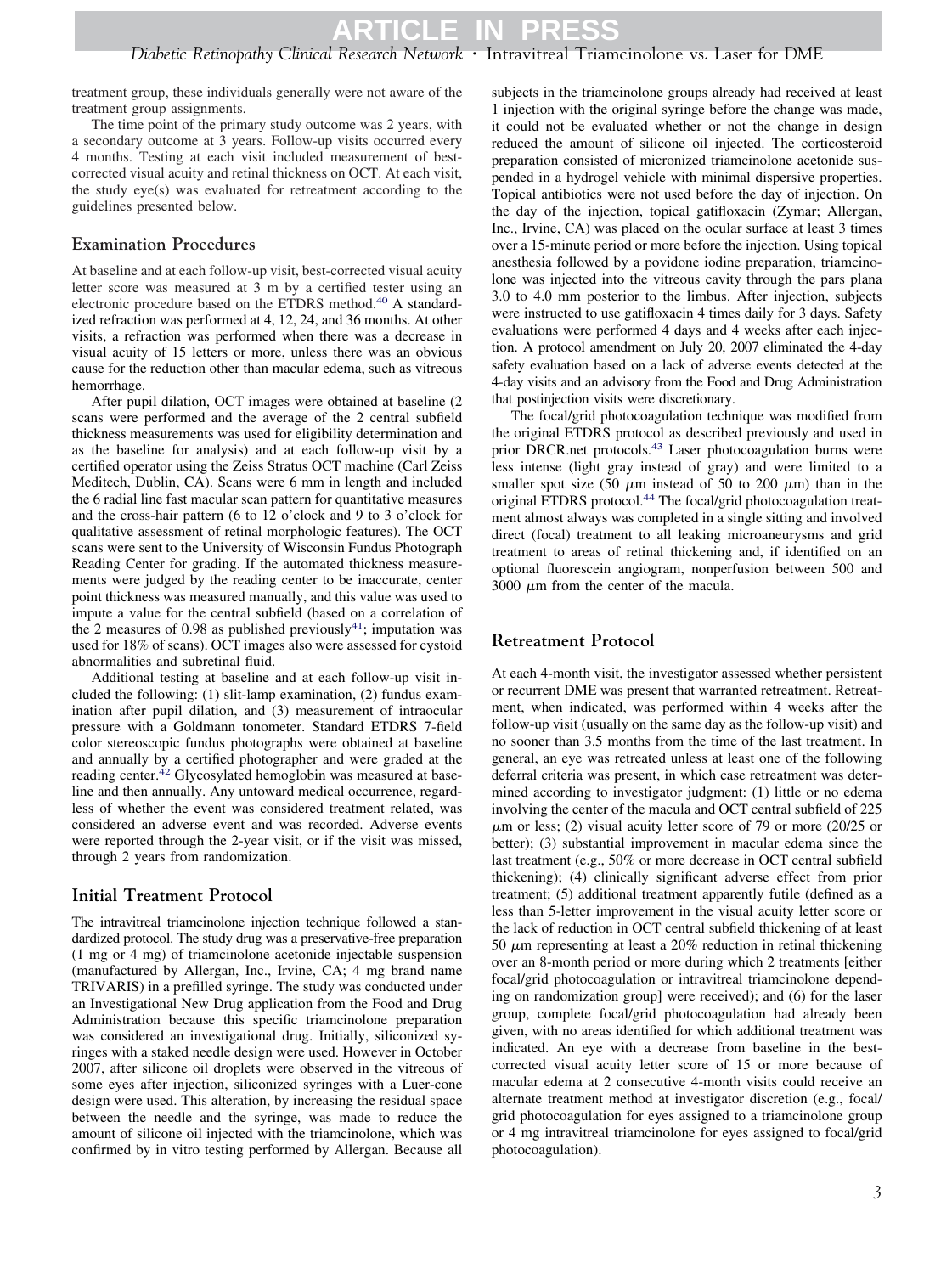treatment group, these individuals generally were not aware of the treatment group assignments.

The time point of the primary study outcome was 2 years, with a secondary outcome at 3 years. Follow-up visits occurred every 4 months. Testing at each visit included measurement of best-corrected visual acuity and retinal thickness on OCT. At each visit, the study eye(s) was evaluated for retreatment according to the guidelines presented below.

## Examination Procedures

At baseline and at each follow-up visit, best-corrected visual acuity letter score was measured at 3 m by a certified tester using an electronic procedure based on the ETDRS method.[40] A standardized refraction was performed at 4, 12, 24, and 36 months. At other visits, a refraction was performed when there was a decrease in visual acuity of 15 letters or more, unless there was an obvious cause for the reduction other than macular edema, such as vitreous hemorrhage.

After pupil dilation, OCT images were obtained at baseline (2 scans were performed and the average of the 2 central subfield thickness measurements was used for eligibility determination and as the baseline for analysis) and at each follow-up visit by a certified operator using the Zeiss Stratus OCT machine (Carl Zeiss Meditech, Dublin, CA). Scans were 6 mm in length and included the 6 radial line fast macular scan pattern for quantitative measures and the cross-hair pattern (6 to 12 o'clock and 9 to 3 o'clock for qualitative assessment of retinal morphologic features). The OCT scans were sent to the University of Wisconsin Fundus Photograph Reading Center for grading. If the automated thickness measurements were judged by the reading center to be inaccurate, center point thickness was measured manually, and this value was used to impute a value for the central subfield (based on a correlation of the 2 measures of 0.98 as published previously[41]; imputation was used for 18% of scans). OCT images also were assessed for cystoid abnormalities and subretinal fluid.

Additional testing at baseline and at each follow-up visit included the following: (1) slit-lamp examination, (2) fundus examination after pupil dilation, and (3) measurement of intraocular pressure with a Goldmann tonometer. Standard ETDRS 7-field color stereoscopic fundus photographs were obtained at baseline and annually by a certified photographer and were graded at the reading center.[42] Glycosylated hemoglobin was measured at baseline and then annually. Any untoward medical occurrence, regardless of whether the event was considered treatment related, was considered an adverse event and was recorded. Adverse events were reported through the 2-year visit, or if the visit was missed, through 2 years from randomization.

## Initial Treatment Protocol

The intravitreal triamcinolone injection technique followed a standardized protocol. The study drug was a preservative-free preparation (1 mg or 4 mg) of triamcinolone acetonide injectable suspension (manufactured by Allergan, Inc., Irvine, CA; 4 mg brand name TRIVARIS) in a prefilled syringe. The study was conducted under an Investigational New Drug application from the Food and Drug Administration because this specific triamcinolone preparation was considered an investigational drug. Initially, siliconized syringes with a staked needle design were used. However in October 2007, after silicone oil droplets were observed in the vitreous of some eyes after injection, siliconized syringes with a Luer-cone design were used. This alteration, by increasing the residual space between the needle and the syringe, was made to reduce the amount of silicone oil injected with the triamcinolone, which was confirmed by in vitro testing performed by Allergan. Because all subjects in the triamcinolone groups already had received at least 1 injection with the original syringe before the change was made, it could not be evaluated whether or not the change in design reduced the amount of silicone oil injected. The corticosteroid preparation consisted of micronized triamcinolone acetonide suspended in a hydrogel vehicle with minimal dispersive properties. Topical antibiotics were not used before the day of injection. On the day of the injection, topical gatifloxacin (Zymar; Allergan, Inc., Irvine, CA) was placed on the ocular surface at least 3 times over a 15-minute period or more before the injection. Using topical anesthesia followed by a povidone iodine preparation, triamcinolone was injected into the vitreous cavity through the pars plana 3.0 to 4.0 mm posterior to the limbus. After injection, subjects were instructed to use gatifloxacin 4 times daily for 3 days. Safety evaluations were performed 4 days and 4 weeks after each injection. A protocol amendment on July 20, 2007 eliminated the 4-day safety evaluation based on a lack of adverse events detected at the 4-day visits and an advisory from the Food and Drug Administration that postinjection visits were discretionary.

The focal/grid photocoagulation technique was modified from the original ETDRS protocol as described previously and used in prior DRCR.net protocols.[43] Laser photocoagulation burns were less intense (light gray instead of gray) and were limited to a smaller spot size (50 $\mu$m instead of 50 to 200 $\mu$m) than in the original ETDRS protocol.[44] The focal/grid photocoagulation treatment almost always was completed in a single sitting and involved direct (focal) treatment to all leaking microaneurysms and grid treatment to areas of retinal thickening and, if identified on an optional fluorescein angiogram, nonperfusion between 500 and 3000 $\mu$m from the center of the macula.

## Retreatment Protocol

At each 4-month visit, the investigator assessed whether persistent or recurrent DME was present that warranted retreatment. Retreatment, when indicated, was performed within 4 weeks after the follow-up visit (usually on the same day as the follow-up visit) and no sooner than 3.5 months from the time of the last treatment. In general, an eye was retreated unless at least one of the following deferral criteria was present, in which case retreatment was determined according to investigator judgment: (1) little or no edema involving the center of the macula and OCT central subfield of 225 $\mu$m or less; (2) visual acuity letter score of 79 or more (20/25 or better); (3) substantial improvement in macular edema since the last treatment (e.g., 50% or more decrease in OCT central subfield thickening); (4) clinically significant adverse effect from prior treatment; (5) additional treatment apparently futile (defined as a less than 5-letter improvement in the visual acuity letter score or the lack of reduction in OCT central subfield thickening of at least 50 $\mu$m representing at least a 20% reduction in retinal thickening over an 8-month period or more during which 2 treatments [either focal/grid photocoagulation or intravitreal triamcinolone depending on randomization group] were received); and (6) for the laser group, complete focal/grid photocoagulation had already been given, with no areas identified for which additional treatment was indicated. An eye with a decrease from baseline in the best-corrected visual acuity letter score of 15 or more because of macular edema at 2 consecutive 4-month visits could receive an alternate treatment method at investigator discretion (e.g., focal/grid photocoagulation for eyes assigned to a triamcinolone group or 4 mg intravitreal triamcinolone for eyes assigned to focal/grid photocoagulation).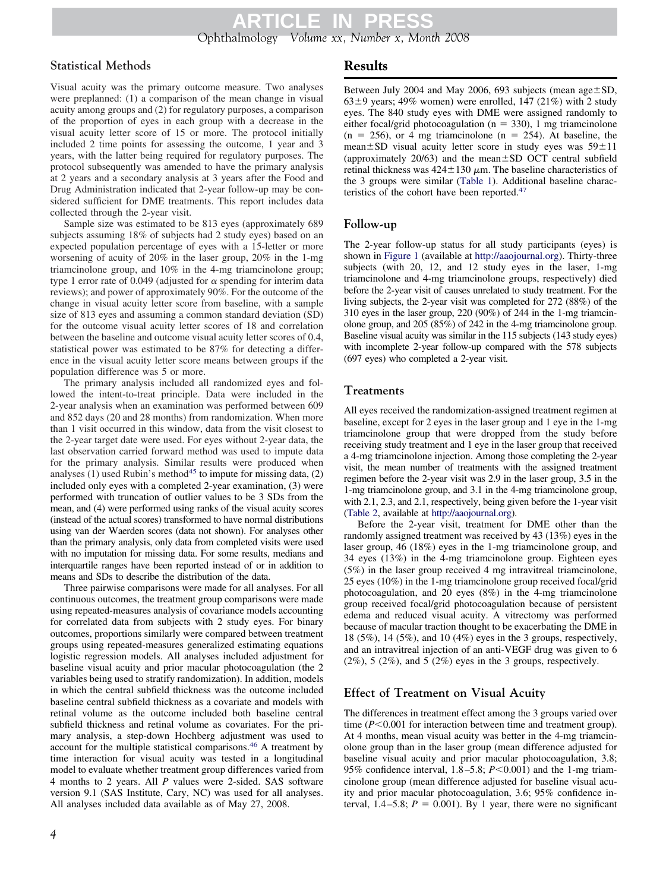## Statistical Methods

Visual acuity was the primary outcome measure. Two analyses were preplanned: (1) a comparison of the mean change in visual acuity among groups and (2) for regulatory purposes, a comparison of the proportion of eyes in each group with a decrease in the visual acuity letter score of 15 or more. The protocol initially included 2 time points for assessing the outcome, 1 year and 3 years, with the latter being required for regulatory purposes. The protocol subsequently was amended to have the primary analysis at 2 years and a secondary analysis at 3 years after the Food and Drug Administration indicated that 2-year follow-up may be considered sufficient for DME treatments. This report includes data collected through the 2-year visit.

Sample size was estimated to be 813 eyes (approximately 689 subjects assuming 18% of subjects had 2 study eyes) based on an expected population percentage of eyes with a 15-letter or more worsening of acuity of 20% in the laser group, 20% in the 1-mg triamcinolone group, and 10% in the 4-mg triamcinolone group; type 1 error rate of 0.049 (adjusted for $\alpha$ spending for interim data reviews); and power of approximately 90%. For the outcome of the change in visual acuity letter score from baseline, with a sample size of 813 eyes and assuming a common standard deviation (SD) for the outcome visual acuity letter scores of 18 and correlation between the baseline and outcome visual acuity letter scores of 0.4, statistical power was estimated to be 87% for detecting a difference in the visual acuity letter score means between groups if the population difference was 5 or more.

The primary analysis included all randomized eyes and followed the intent-to-treat principle. Data were included in the 2-year analysis when an examination was performed between 609 and 852 days (20 and 28 months) from randomization. When more than 1 visit occurred in this window, data from the visit closest to the 2-year target date were used. For eyes without 2-year data, the last observation carried forward method was used to impute data for the primary analysis. Similar results were produced when analyses (1) used Rubin's method[45] to impute for missing data, (2) included only eyes with a completed 2-year examination, (3) were performed with truncation of outlier values to be 3 SDs from the mean, and (4) were performed using ranks of the visual acuity scores (instead of the actual scores) transformed to have normal distributions using van der Waerden scores (data not shown). For analyses other than the primary analysis, only data from completed visits were used with no imputation for missing data. For some results, medians and interquartile ranges have been reported instead of or in addition to means and SDs to describe the distribution of the data.

Three pairwise comparisons were made for all analyses. For all continuous outcomes, the treatment group comparisons were made using repeated-measures analysis of covariance models accounting for correlated data from subjects with 2 study eyes. For binary outcomes, proportions similarly were compared between treatment groups using repeated-measures generalized estimating equations logistic regression models. All analyses included adjustment for baseline visual acuity and prior macular photocoagulation (the 2 variables being used to stratify randomization). In addition, models in which the central subfield thickness was the outcome included baseline central subfield thickness as a covariate and models with retinal volume as the outcome included both baseline central subfield thickness and retinal volume as covariates. For the primary analysis, a step-down Hochberg adjustment was used to account for the multiple statistical comparisons.[46] A treatment by time interaction for visual acuity was tested in a longitudinal model to evaluate whether treatment group differences varied from 4 months to 2 years. All *P* values were 2-sided. SAS software version 9.1 (SAS Institute, Cary, NC) was used for all analyses. All analyses included data available as of May 27, 2008.

## Results

Between July 2004 and May 2006, 693 subjects (mean age±SD, 63±9 years; 49% women) were enrolled, 147 (21%) with 2 study eyes. The 840 study eyes with DME were assigned randomly to either focal/grid photocoagulation (n = 330), 1 mg triamcinolone (n = 256), or 4 mg triamcinolone (n = 254). At baseline, the mean±SD visual acuity letter score in study eyes was 59±11 (approximately 20/63) and the mean±SD OCT central subfield retinal thickness was 424±130 $\mu$m. The baseline characteristics of the 3 groups were similar (Table 1). Additional baseline characteristics of the cohort have been reported.[47]

### Follow-up

The 2-year follow-up status for all study participants (eyes) is shown in Figure 1 (available at http://aaojournal.org). Thirty-three subjects (with 20, 12, and 12 study eyes in the laser, 1-mg triamcinolone and 4-mg triamcinolone groups, respectively) died before the 2-year visit of causes unrelated to study treatment. For the living subjects, the 2-year visit was completed for 272 (88%) of the 310 eyes in the laser group, 220 (90%) of 244 in the 1-mg triamcinolone group, and 205 (85%) of 242 in the 4-mg triamcinolone group. Baseline visual acuity was similar in the 115 subjects (143 study eyes) with incomplete 2-year follow-up compared with the 578 subjects (697 eyes) who completed a 2-year visit.

### Treatments

All eyes received the randomization-assigned treatment regimen at baseline, except for 2 eyes in the laser group and 1 eye in the 1-mg triamcinolone group that were dropped from the study before receiving study treatment and 1 eye in the laser group that received a 4-mg triamcinolone injection. Among those completing the 2-year visit, the mean number of treatments with the assigned treatment regimen before the 2-year visit was 2.9 in the laser group, 3.5 in the 1-mg triamcinolone group, and 3.1 in the 4-mg triamcinolone group, with 2.1, 2.3, and 2.1, respectively, being given before the 1-year visit (Table 2, available at http://aaojournal.org).

Before the 2-year visit, treatment for DME other than the randomly assigned treatment was received by 43 (13%) eyes in the laser group, 46 (18%) eyes in the 1-mg triamcinolone group, and 34 eyes (13%) in the 4-mg triamcinolone group. Eighteen eyes (5%) in the laser group received 4 mg intravitreal triamcinolone, 25 eyes (10%) in the 1-mg triamcinolone group received focal/grid photocoagulation, and 20 eyes (8%) in the 4-mg triamcinolone group received focal/grid photocoagulation because of persistent edema and reduced visual acuity. A vitrectomy was performed because of macular traction thought to be exacerbating the DME in 18 (5%), 14 (5%), and 10 (4%) eyes in the 3 groups, respectively, and an intravitreal injection of an anti-VEGF drug was given to 6 (2%), 5 (2%), and 5 (2%) eyes in the 3 groups, respectively.

### Effect of Treatment on Visual Acuity

The differences in treatment effect among the 3 groups varied over time ($P<0.001$ for interaction between time and treatment group). At 4 months, mean visual acuity was better in the 4-mg triamcinolone group than in the laser group (mean difference adjusted for baseline visual acuity and prior macular photocoagulation, 3.8; 95% confidence interval, 1.8–5.8; $P<0.001$) and the 1-mg triamcinolone group (mean difference adjusted for baseline visual acuity and prior macular photocoagulation, 3.6; 95% confidence interval, 1.4–5.8; $P = 0.001$). By 1 year, there were no significant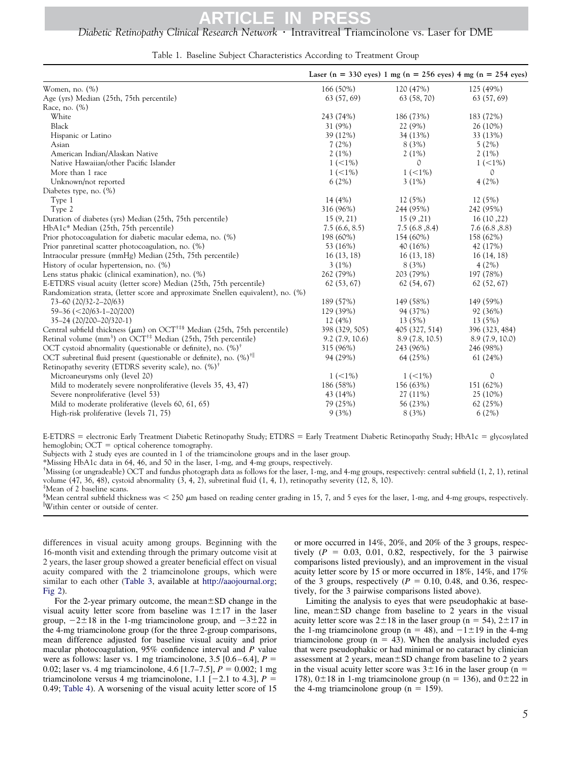Table 1. Baseline Subject Characteristics According to Treatment Group

| | Laser (n = 330 eyes) | 1 mg (n = 256 eyes) | 4 mg (n = 254 eyes) |
|---|---|---|---|
| Women, no. (%) | 166 (50%) | 120 (47%) | 125 (49%) |
| Age (yrs) Median (25th, 75th percentile) | 63 (57, 69) | 63 (58, 70) | 63 (57, 69) |
| Race, no. (%) | | | |
| White | 243 (74%) | 186 (73%) | 183 (72%) |
| Black | 31 (9%) | 22 (9%) | 26 (10%) |
| Hispanic or Latino | 39 (12%) | 34 (13%) | 33 (13%) |
| Asian | 7 (2%) | 8 (3%) | 5 (2%) |
| American Indian/Alaskan Native | 2 (1%) | 2 (1%) | 2 (1%) |
| Native Hawaiian/other Pacific Islander | 1 (<1%) | 0 | 1 (<1%) |
| More than 1 race | 1 (<1%) | 1 (<1%) | 0 |
| Unknown/not reported | 6 (2%) | 3 (1%) | 4 (2%) |
| Diabetes type, no. (%) | | | |
| Type 1 | 14 (4%) | 12 (5%) | 12 (5%) |
| Type 2 | 316 (96%) | 244 (95%) | 242 (95%) |
| Duration of diabetes (yrs) Median (25th, 75th percentile) | 15 (9, 21) | 15 (9 ,21) | 16 (10 ,22) |
| HbA1c* Median (25th, 75th percentile) | 7.5 (6.6, 8.5) | 7.5 (6.8 ,8.4) | 7.6 (6.8 ,8.8) |
| Prior photocoagulation for diabetic macular edema, no. (%) | 198 (60%) | 154 (60%) | 158 (62%) |
| Prior panretinal scatter photocoagulation, no. (%) | 53 (16%) | 40 (16%) | 42 (17%) |
| Intraocular pressure (mmHg) Median (25th, 75th percentile) | 16 (13, 18) | 16 (13, 18) | 16 (14, 18) |
| History of ocular hypertension, no. (%) | 3 (1%) | 8 (3%) | 4 (2%) |
| Lens status phakic (clinical examination), no. (%) | 262 (79%) | 203 (79%) | 197 (78%) |
| E-ETDRS visual acuity (letter score) Median (25th, 75th percentile) | 62 (53, 67) | 62 (54, 67) | 62 (52, 67) |
| Randomization strata, (letter score and approximate Snellen equivalent), no. (%) | | | |
| 73–60 (20/32-2–20/63) | 189 (57%) | 149 (58%) | 149 (59%) |
| 59–36 (<20/63-1–20/200) | 129 (39%) | 94 (37%) | 92 (36%) |
| 35–24 (20/200–20/320-1) | 12 (4%) | 13 (5%) | 13 (5%) |
| Central subfield thickness (μm) on OCT[†‡§] Median (25th, 75th percentile) | 398 (329, 505) | 405 (327, 514) | 396 (323, 484) |
| Retinal volume ($mm^3$) on OCT[†‡] Median (25th, 75th percentile) | 9.2 (7.9, 10.6) | 8.9 (7.8, 10.5) | 8.9 (7.9, 10.0) |
| OCT cystoid abnormality (questionable or definite), no. (%)[†] | 315 (96%) | 243 (96%) | 246 (98%) |
| OCT subretinal fluid present (questionable or definite), no. (%)[†‖] | 94 (29%) | 64 (25%) | 61 (24%) |
| Retinopathy severity (ETDRS severity scale), no. (%)[†] | | | |
| Microaneurysms only (level 20) | 1 (<1%) | 1 (<1%) | 0 |
| Mild to moderately severe nonproliferative (levels 35, 43, 47) | 186 (58%) | 156 (63%) | 151 (62%) |
| Severe nonproliferative (level 53) | 43 (14%) | 27 (11%) | 25 (10%) |
| Mild to moderate proliferative (levels 60, 61, 65) | 79 (25%) | 56 (23%) | 62 (25%) |
| High-risk proliferative (levels 71, 75) | 9 (3%) | 8 (3%) | 6 (2%) |

E-ETDRS = electronic Early Treatment Diabetic Retinopathy Study; ETDRS = Early Treatment Diabetic Retinopathy Study; HbA1c = glycosylated hemoglobin; OCT = optical coherence tomography.

Subjects with 2 study eyes are counted in 1 of the triamcinolone groups and in the laser group.

*Missing HbA1c data in 64, 46, and 50 in the laser, 1-mg, and 4-mg groups, respectively.

†Missing (or ungradeable) OCT and fundus photograph data as follows for the laser, 1-mg, and 4-mg groups, respectively: central subfield (1, 2, 1), retinal volume (47, 36, 48), cystoid abnormality (3, 4, 2), subretinal fluid (1, 4, 1), retinopathy severity (12, 8, 10).

‡Mean of 2 baseline scans.

§Mean central subfield thickness was < 250 μm based on reading center grading in 15, 7, and 5 eyes for the laser, 1-mg, and 4-mg groups, respectively.

‖Within center or outside of center.

differences in visual acuity among groups. Beginning with the 16-month visit and extending through the primary outcome visit at 2 years, the laser group showed a greater beneficial effect on visual acuity compared with the 2 triamcinolone groups, which were similar to each other (Table 3, available at http://aaojournal.org; Fig 2).

For the 2-year primary outcome, the mean±SD change in the visual acuity letter score from baseline was 1±17 in the laser group, −2±18 in the 1-mg triamcinolone group, and −3±22 in the 4-mg triamcinolone group (for the three 2-group comparisons, mean difference adjusted for baseline visual acuity and prior macular photocoagulation, 95% confidence interval and $P$ value were as follows: laser vs. 1 mg triamcinolone, 3.5 [0.6–6.4], $P$ = 0.02; laser vs. 4 mg triamcinolone, 4.6 [1.7–7.5], $P$ = 0.002; 1 mg triamcinolone versus 4 mg triamcinolone, 1.1 [−2.1 to 4.3], $P$ = 0.49; Table 4). A worsening of the visual acuity letter score of 15 or more occurred in 14%, 20%, and 20% of the 3 groups, respectively ($P$ = 0.03, 0.01, 0.82, respectively, for the 3 pairwise comparisons listed previously), and an improvement in the visual acuity letter score by 15 or more occurred in 18%, 14%, and 17% of the 3 groups, respectively ($P$ = 0.10, 0.48, and 0.36, respectively, for the 3 pairwise comparisons listed above).

Limiting the analysis to eyes that were pseudophakic at baseline, mean±SD change from baseline to 2 years in the visual acuity letter score was 2±18 in the laser group (n = 54), 2±17 in the 1-mg triamcinolone group (n = 48), and −1±19 in the 4-mg triamcinolone group (n = 43). When the analysis included eyes that were pseudophakic or had minimal or no cataract by clinician assessment at 2 years, mean±SD change from baseline to 2 years in the visual acuity letter score was 3±16 in the laser group (n = 178), 0±18 in 1-mg triamcinolone group (n = 136), and 0±22 in the 4-mg triamcinolone group (n = 159).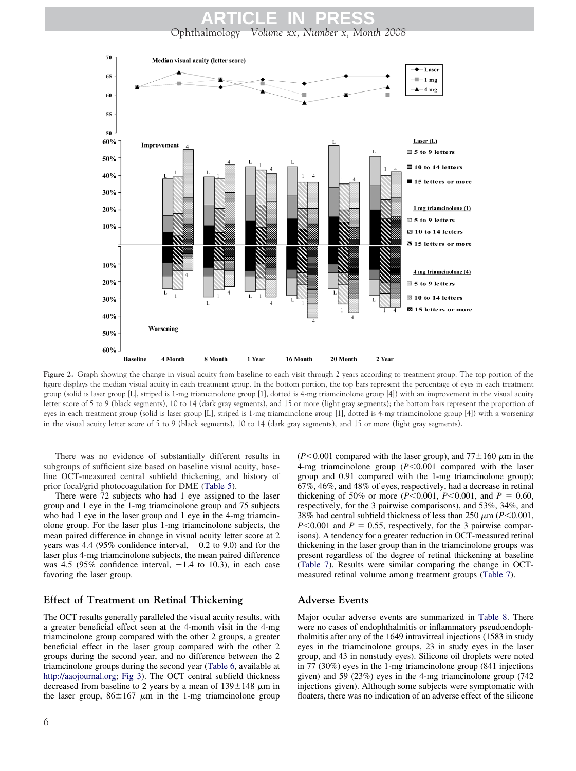Median visual acuity (letter score)

70
65
60
55
50

Laser
1 mg
4 mg

60%
50%
40%
30%
20%
10%

Improvement

Laser (L)
5 to 9 letters
10 to 14 letters
15 letters or more

1 mg triamcinolone (1)
5 to 9 letters
10 to 14 letters
15 letters or more

4 mg triamcinolone (4)
5 to 9 letters
10 to 14 letters
15 letters or more

10%
20%
30%
40%
50%
60%

Worsening

Baseline
4 Month
8 Month
1 Year
16 Month
20 Month
2 Year

**Figure 2.** Graph showing the change in visual acuity from baseline to each visit through 2 years according to treatment group. The top portion of the figure displays the median visual acuity in each treatment group. In the bottom portion, the top bars represent the percentage of eyes in each treatment group (solid is laser group [L], striped is 1-mg triamcinolone group [1], dotted is 4-mg triamcinolone group [4]) with an improvement in the visual acuity letter score of 5 to 9 (black segments), 10 to 14 (dark gray segments), and 15 or more (light gray segments); the bottom bars represent the proportion of eyes in each treatment group (solid is laser group [L], striped is 1-mg triamcinolone group [1], dotted is 4-mg triamcinolone group [4]) with a worsening in the visual acuity letter score of 5 to 9 (black segments), 10 to 14 (dark gray segments), and 15 or more (light gray segments).

There was no evidence of substantially different results in subgroups of sufficient size based on baseline visual acuity, baseline OCT-measured central subfield thickening, and history of prior focal/grid photocoagulation for DME (Table 5).

There were 72 subjects who had 1 eye assigned to the laser group and 1 eye in the 1-mg triamcinolone group and 75 subjects who had 1 eye in the laser group and 1 eye in the 4-mg triamcinolone group. For the laser plus 1-mg triamcinolone subjects, the mean paired difference in change in visual acuity letter score at 2 years was 4.4 (95% confidence interval, $-0.2$ to 9.0) and for the laser plus 4-mg triamcinolone subjects, the mean paired difference was 4.5 (95% confidence interval, $-1.4$ to 10.3), in each case favoring the laser group.

## Effect of Treatment on Retinal Thickening

The OCT results generally paralleled the visual acuity results, with a greater beneficial effect seen at the 4-month visit in the 4-mg triamcinolone group compared with the other 2 groups, a greater beneficial effect in the laser group compared with the other 2 groups during the second year, and no difference between the 2 triamcinolone groups during the second year (Table 6, available at http://aaojournal.org; Fig 3). The OCT central subfield thickness decreased from baseline to 2 years by a mean of $139\pm148$ $\mu$m in the laser group, $86\pm167$ $\mu$m in the 1-mg triamcinolone group ($P<0.001$ compared with the laser group), and $77\pm160$ $\mu$m in the 4-mg triamcinolone group ($P<0.001$ compared with the laser group and 0.91 compared with the 1-mg triamcinolone group); 67%, 46%, and 48% of eyes, respectively, had a decrease in retinal thickening of 50% or more ($P<0.001$, $P<0.001$, and $P = 0.60$, respectively, for the 3 pairwise comparisons), and 53%, 34%, and 38% had central subfield thickness of less than 250 $\mu$m ($P<0.001$, $P<0.001$ and $P = 0.55$, respectively, for the 3 pairwise comparisons). A tendency for a greater reduction in OCT-measured retinal thickening in the laser group than in the triamcinolone groups was present regardless of the degree of retinal thickening at baseline (Table 7). Results were similar comparing the change in OCT-measured retinal volume among treatment groups (Table 7).

## Adverse Events

Major ocular adverse events are summarized in Table 8. There were no cases of endophthalmitis or inflammatory pseudoendophthalmitis after any of the 1649 intravitreal injections (1583 in study eyes in the triamcinolone groups, 23 in study eyes in the laser group, and 43 in nonstudy eyes). Silicone oil droplets were noted in 77 (30%) eyes in the 1-mg triamcinolone group (841 injections given) and 59 (23%) eyes in the 4-mg triamcinolone group (742 injections given). Although some subjects were symptomatic with floaters, there was no indication of an adverse effect of the silicone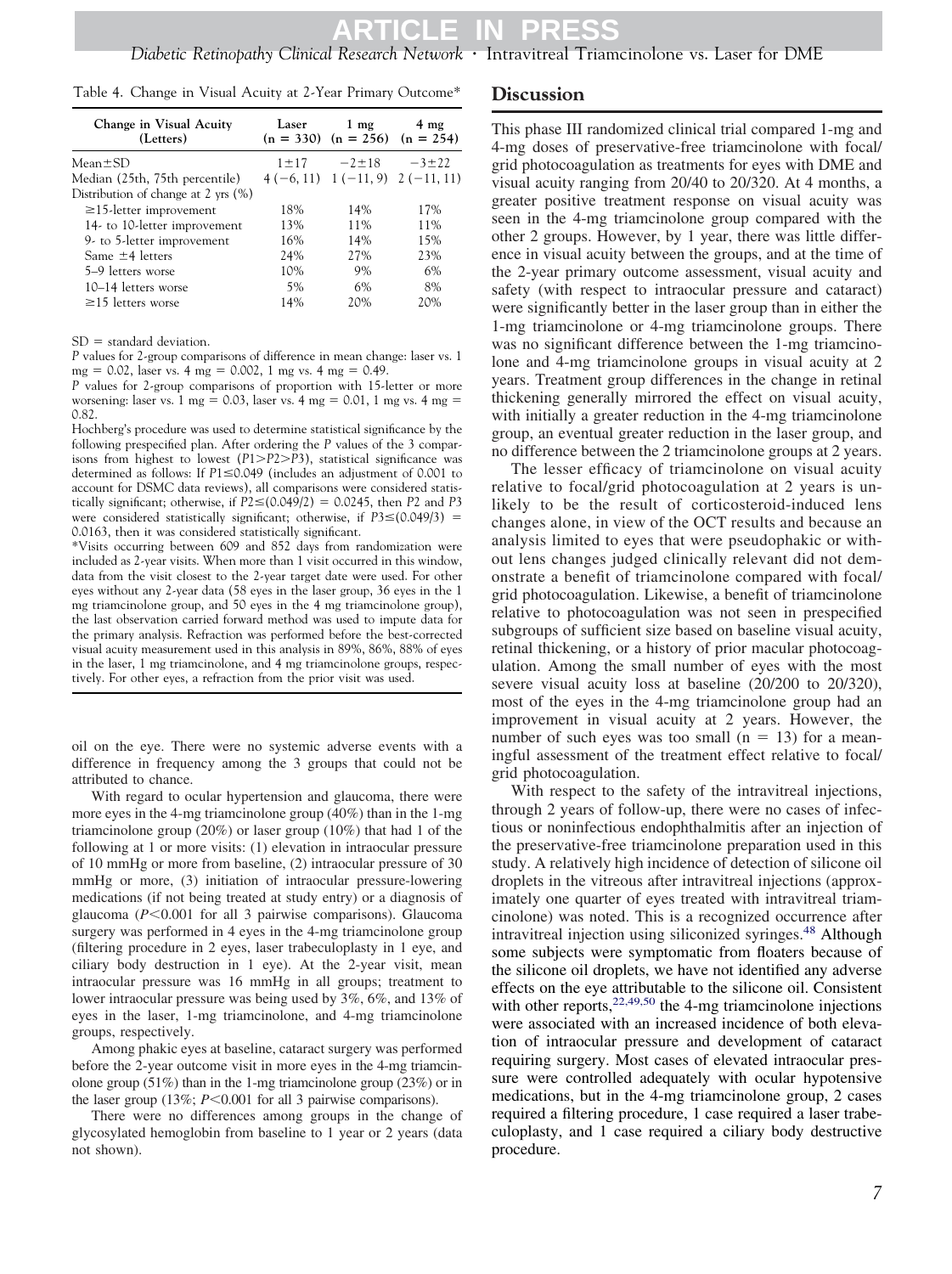Table 4. Change in Visual Acuity at 2-Year Primary Outcome*

| Change in Visual Acuity (Letters) | Laser (n = 330) | 1 mg (n = 256) | 4 mg (n = 254) |
|---|---|---|---|
| Mean±SD | 1±17 | −2±18 | −3±22 |
| Median (25th, 75th percentile) | 4 (−6, 11) | 1 (−11, 9) | 2 (−11, 11) |
| Distribution of change at 2 yrs (%) | | | |
| ≥15-letter improvement | 18% | 14% | 17% |
| 14- to 10-letter improvement | 13% | 11% | 11% |
| 9- to 5-letter improvement | 16% | 14% | 15% |
| Same ±4 letters | 24% | 27% | 23% |
| 5–9 letters worse | 10% | 9% | 6% |
| 10–14 letters worse | 5% | 6% | 8% |
| ≥15 letters worse | 14% | 20% | 20% |

SD = standard deviation.

*P* values for 2-group comparisons of difference in mean change: laser vs. 1 mg = 0.02, laser vs. 4 mg = 0.002, 1 mg vs. 4 mg = 0.49.

*P* values for 2-group comparisons of proportion with 15-letter or more worsening: laser vs. 1 mg = 0.03, laser vs. 4 mg = 0.01, 1 mg vs. 4 mg = 0.82.

Hochberg's procedure was used to determine statistical significance by the following prespecified plan. After ordering the *P* values of the 3 comparisons from highest to lowest ($P1>P2>P3$), statistical significance was determined as follows: If $P1 \leq 0.049$ (includes an adjustment of 0.001 to account for DSMC data reviews), all comparisons were considered statistically significant; otherwise, if $P2 \leq (0.049/2) = 0.0245$, then $P2$ and $P3$ were considered statistically significant; otherwise, if $P3 \leq (0.049/3) = 0.0163$, then it was considered statistically significant.

*Visits occurring between 609 and 852 days from randomization were included as 2-year visits. When more than 1 visit occurred in this window, data from the visit closest to the 2-year target date were used. For other eyes without any 2-year data (58 eyes in the laser group, 36 eyes in the 1 mg triamcinolone group, and 50 eyes in the 4 mg triamcinolone group), the last observation carried forward method was used to impute data for the primary analysis. Refraction was performed before the best-corrected visual acuity measurement used in this analysis in 89%, 86%, 88% of eyes in the laser, 1 mg triamcinolone, and 4 mg triamcinolone groups, respectively. For other eyes, a refraction from the prior visit was used.

oil on the eye. There were no systemic adverse events with a difference in frequency among the 3 groups that could not be attributed to chance.

With regard to ocular hypertension and glaucoma, there were more eyes in the 4-mg triamcinolone group (40%) than in the 1-mg triamcinolone group (20%) or laser group (10%) that had 1 of the following at 1 or more visits: (1) elevation in intraocular pressure of 10 mmHg or more from baseline, (2) intraocular pressure of 30 mmHg or more, (3) initiation of intraocular pressure-lowering medications (if not being treated at study entry) or a diagnosis of glaucoma ($P<0.001$ for all 3 pairwise comparisons). Glaucoma surgery was performed in 4 eyes in the 4-mg triamcinolone group (filtering procedure in 2 eyes, laser trabeculoplasty in 1 eye, and ciliary body destruction in 1 eye). At the 2-year visit, mean intraocular pressure was 16 mmHg in all groups; treatment to lower intraocular pressure was being used by 3%, 6%, and 13% of eyes in the laser, 1-mg triamcinolone, and 4-mg triamcinolone groups, respectively.

Among phakic eyes at baseline, cataract surgery was performed before the 2-year outcome visit in more eyes in the 4-mg triamcinolone group (51%) than in the 1-mg triamcinolone group (23%) or in the laser group (13%; $P<0.001$ for all 3 pairwise comparisons).

There were no differences among groups in the change of glycosylated hemoglobin from baseline to 1 year or 2 years (data not shown).

## Discussion

This phase III randomized clinical trial compared 1-mg and 4-mg doses of preservative-free triamcinolone with focal/grid photocoagulation as treatments for eyes with DME and visual acuity ranging from 20/40 to 20/320. At 4 months, a greater positive treatment response on visual acuity was seen in the 4-mg triamcinolone group compared with the other 2 groups. However, by 1 year, there was little difference in visual acuity between the groups, and at the time of the 2-year primary outcome assessment, visual acuity and safety (with respect to intraocular pressure and cataract) were significantly better in the laser group than in either the 1-mg triamcinolone or 4-mg triamcinolone groups. There was no significant difference between the 1-mg triamcinolone and 4-mg triamcinolone groups in visual acuity at 2 years. Treatment group differences in the change in retinal thickening generally mirrored the effect on visual acuity, with initially a greater reduction in the 4-mg triamcinolone group, an eventual greater reduction in the laser group, and no difference between the 2 triamcinolone groups at 2 years.

The lesser efficacy of triamcinolone on visual acuity relative to focal/grid photocoagulation at 2 years is unlikely to be the result of corticosteroid-induced lens changes alone, in view of the OCT results and because an analysis limited to eyes that were pseudophakic or without lens changes judged clinically relevant did not demonstrate a benefit of triamcinolone compared with focal/grid photocoagulation. Likewise, a benefit of triamcinolone relative to photocoagulation was not seen in prespecified subgroups of sufficient size based on baseline visual acuity, retinal thickening, or a history of prior macular photocoagulation. Among the small number of eyes with the most severe visual acuity loss at baseline (20/200 to 20/320), most of the eyes in the 4-mg triamcinolone group had an improvement in visual acuity at 2 years. However, the number of such eyes was too small (n = 13) for a meaningful assessment of the treatment effect relative to focal/grid photocoagulation.

With respect to the safety of the intravitreal injections, through 2 years of follow-up, there were no cases of infectious or noninfectious endophthalmitis after an injection of the preservative-free triamcinolone preparation used in this study. A relatively high incidence of detection of silicone oil droplets in the vitreous after intravitreal injections (approximately one quarter of eyes treated with intravitreal triamcinolone) was noted. This is a recognized occurrence after intravitreal injection using siliconized syringes.[48] Although some subjects were symptomatic from floaters because of the silicone oil droplets, we have not identified any adverse effects on the eye attributable to the silicone oil. Consistent with other reports,[22,49,50] the 4-mg triamcinolone injections were associated with an increased incidence of both elevation of intraocular pressure and development of cataract requiring surgery. Most cases of elevated intraocular pressure were controlled adequately with ocular hypotensive medications, but in the 4-mg triamcinolone group, 2 cases required a filtering procedure, 1 case required a laser trabeculoplasty, and 1 case required a ciliary body destructive procedure.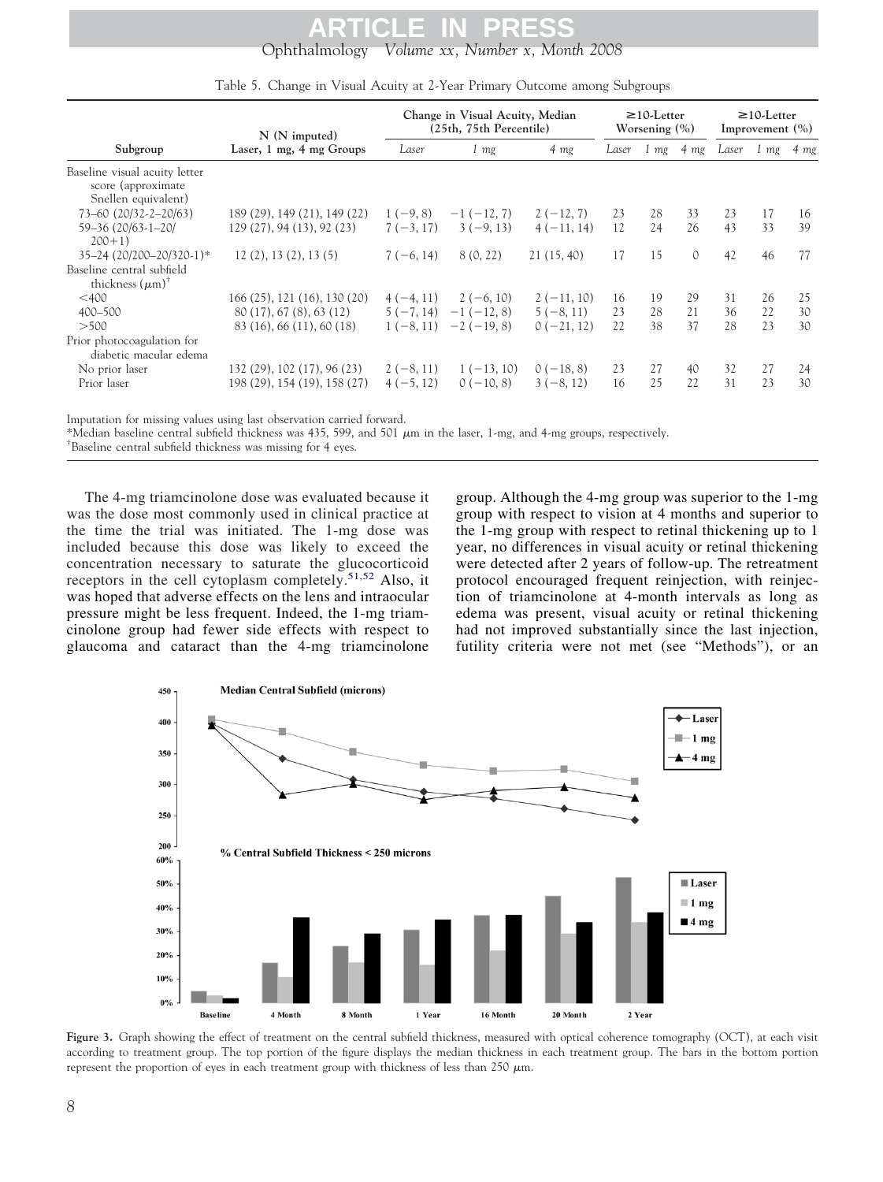Table 5. Change in Visual Acuity at 2-Year Primary Outcome among Subgroups

| Subgroup | N (N imputed) Laser, 1 mg, 4 mg Groups | Change in Visual Acuity, Median (25th, 75th Percentile) | | | ≥10-Letter Worsening (%) | | | ≥10-Letter Improvement (%) | | |
|---|---|---|---|---|---|---|---|---|---|---|
| | | *Laser* | *1 mg* | *4 mg* | *Laser* | *1 mg* | *4 mg* | *Laser* | *1 mg* | *4 mg* |
| Baseline visual acuity letter score (approximate Snellen equivalent) | | | | | | | | | | |
| 73–60 (20/32-2–20/63) | 189 (29), 149 (21), 149 (22) | 1 (−9, 8) | −1 (−12, 7) | 2 (−12, 7) | 23 | 28 | 33 | 23 | 17 | 16 |
| 59–36 (20/63-1–20/200+1) | 129 (27), 94 (13), 92 (23) | 7 (−3, 17) | 3 (−9, 13) | 4 (−11, 14) | 12 | 24 | 26 | 43 | 33 | 39 |
| 35–24 (20/200–20/320-1)* | 12 (2), 13 (2), 13 (5) | 7 (−6, 14) | 8 (0, 22) | 21 (15, 40) | 17 | 15 | 0 | 42 | 46 | 77 |
| Baseline central subfield thickness (μm)[†] | | | | | | | | | | |
| <400 | 166 (25), 121 (16), 130 (20) | 4 (−4, 11) | 2 (−6, 10) | 2 (−11, 10) | 16 | 19 | 29 | 31 | 26 | 25 |
| 400–500 | 80 (17), 67 (8), 63 (12) | 5 (−7, 14) | −1 (−12, 8) | 5 (−8, 11) | 23 | 28 | 21 | 36 | 22 | 30 |
| >500 | 83 (16), 66 (11), 60 (18) | 1 (−8, 11) | −2 (−19, 8) | 0 (−21, 12) | 22 | 38 | 37 | 28 | 23 | 30 |
| Prior photocoagulation for diabetic macular edema | | | | | | | | | | |
| No prior laser | 132 (29), 102 (17), 96 (23) | 2 (−8, 11) | 1 (−13, 10) | 0 (−18, 8) | 23 | 27 | 40 | 32 | 27 | 24 |
| Prior laser | 198 (29), 154 (19), 158 (27) | 4 (−5, 12) | 0 (−10, 8) | 3 (−8, 12) | 16 | 25 | 22 | 31 | 23 | 30 |

Imputation for missing values using last observation carried forward.
*Median baseline central subfield thickness was 435, 599, and 501 μm in the laser, 1-mg, and 4-mg groups, respectively.
[†]Baseline central subfield thickness was missing for 4 eyes.

The 4-mg triamcinolone dose was evaluated because it was the dose most commonly used in clinical practice at the time the trial was initiated. The 1-mg dose was included because this dose was likely to exceed the concentration necessary to saturate the glucocorticoid receptors in the cell cytoplasm completely.[51,52] Also, it was hoped that adverse effects on the lens and intraocular pressure might be less frequent. Indeed, the 1-mg triamcinolone group had fewer side effects with respect to glaucoma and cataract than the 4-mg triamcinolone group. Although the 4-mg group was superior to the 1-mg group with respect to vision at 4 months and superior to the 1-mg group with respect to retinal thickening up to 1 year, no differences in visual acuity or retinal thickening were detected after 2 years of follow-up. The retreatment protocol encouraged frequent reinjection, with reinjection of triamcinolone at 4-month intervals as long as edema was present, visual acuity or retinal thickening had not improved substantially since the last injection, futility criteria were not met (see "Methods"), or an

Median Central Subfield (microns)
450
400
350
300
250
200
Laser
1 mg
4 mg

% Central Subfield Thickness < 250 microns
60%
50%
40%
30%
20%
10%
0%
Laser
1 mg
4 mg
Baseline
4 Month
8 Month
1 Year
16 Month
20 Month
2 Year

**Figure 3.** Graph showing the effect of treatment on the central subfield thickness, measured with optical coherence tomography (OCT), at each visit according to treatment group. The top portion of the figure displays the median thickness in each treatment group. The bars in the bottom portion represent the proportion of eyes in each treatment group with thickness of less than 250 μm.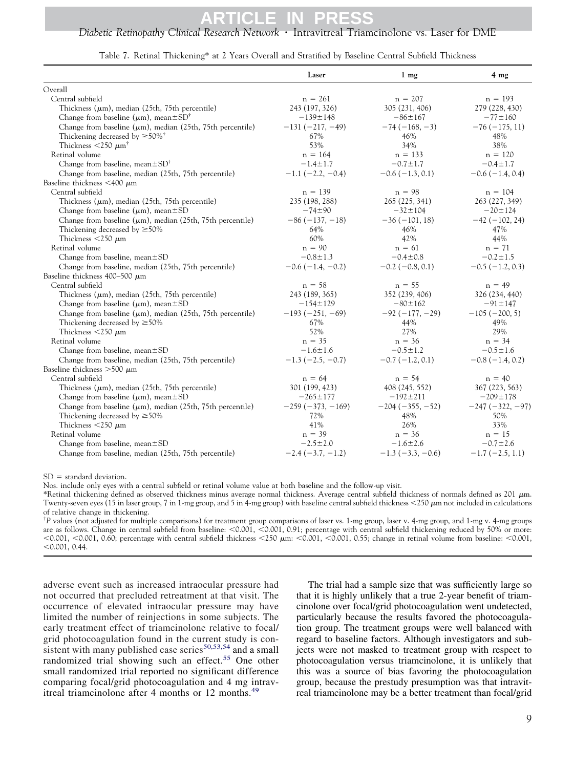Table 7. Retinal Thickening* at 2 Years Overall and Stratified by Baseline Central Subfield Thickness

| | Laser | 1 mg | 4 mg |
|---|---|---|---|
| Overall | | | |
| Central subfield | n = 261 | n = 207 | n = 193 |
| Thickness (μm), median (25th, 75th percentile) | 243 (197, 326) | 305 (231, 406) | 279 (228, 430) |
| Change from baseline (μm), mean±SD[†] | −139±148 | −86±167 | −77±160 |
| Change from baseline (μm), median (25th, 75th percentile) | −131 (−217, −49) | −74 (−168, −3) | −76 (−175, 11) |
| Thickening decreased by ≥50%[†] | 67% | 46% | 48% |
| Thickness <250 μm[†] | 53% | 34% | 38% |
| Retinal volume | n = 164 | n = 133 | n = 120 |
| Change from baseline, mean±SD[†] | −1.4±1.7 | −0.7±1.7 | −0.4±1.7 |
| Change from baseline, median (25th, 75th percentile) | −1.1 (−2.2, −0.4) | −0.6 (−1.3, 0.1) | −0.6 (−1.4, 0.4) |
| Baseline thickness <400 μm | | | |
| Central subfield | n = 139 | n = 98 | n = 104 |
| Thickness (μm), median (25th, 75th percentile) | 235 (198, 288) | 265 (225, 341) | 263 (227, 349) |
| Change from baseline (μm), mean±SD | −74±90 | −32±104 | −20±124 |
| Change from baseline (μm), median (25th, 75th percentile) | −86 (−137, −18) | −36 (−101, 18) | −42 (−102, 24) |
| Thickening decreased by ≥50% | 64% | 46% | 47% |
| Thickness <250 μm | 60% | 42% | 44% |
| Retinal volume | n = 90 | n = 61 | n = 71 |
| Change from baseline, mean±SD | −0.8±1.3 | −0.4±0.8 | −0.2±1.5 |
| Change from baseline, median (25th, 75th percentile) | −0.6 (−1.4, −0.2) | −0.2 (−0.8, 0.1) | −0.5 (−1.2, 0.3) |
| Baseline thickness 400–500 μm | | | |
| Central subfield | n = 58 | n = 55 | n = 49 |
| Thickness (μm), median (25th, 75th percentile) | 243 (189, 365) | 352 (239, 406) | 326 (234, 440) |
| Change from baseline (μm), mean±SD | −154±129 | −80±162 | −91±147 |
| Change from baseline (μm), median (25th, 75th percentile) | −193 (−251, −69) | −92 (−177, −29) | −105 (−200, 5) |
| Thickening decreased by ≥50% | 67% | 44% | 49% |
| Thickness <250 μm | 52% | 27% | 29% |
| Retinal volume | n = 35 | n = 36 | n = 34 |
| Change from baseline, mean±SD | −1.6±1.6 | −0.5±1.2 | −0.5±1.6 |
| Change from baseline, median (25th, 75th percentile) | −1.3 (−2.5, −0.7) | −0.7 (−1.2, 0.1) | −0.8 (−1.4, 0.2) |
| Baseline thickness >500 μm | | | |
| Central subfield | n = 64 | n = 54 | n = 40 |
| Thickness (μm), median (25th, 75th percentile) | 301 (199, 423) | 408 (245, 552) | 367 (223, 563) |
| Change from baseline (μm), mean±SD | −265±177 | −192±211 | −209±178 |
| Change from baseline (μm), median (25th, 75th percentile) | −259 (−373, −169) | −204 (−355, −52) | −247 (−322, −97) |
| Thickening decreased by ≥50% | 72% | 48% | 50% |
| Thickness <250 μm | 41% | 26% | 33% |
| Retinal volume | n = 39 | n = 36 | n = 15 |
| Change from baseline, mean±SD | −2.5±2.0 | −1.6±2.6 | −0.7±2.6 |
| Change from baseline, median (25th, 75th percentile) | −2.4 (−3.7, −1.2) | −1.3 (−3.3, −0.6) | −1.7 (−2.5, 1.1) |

SD = standard deviation.
Nos. include only eyes with a central subfield or retinal volume value at both baseline and the follow-up visit.
*Retinal thickening defined as observed thickness minus average normal thickness. Average central subfield thickness of normals defined as 201 μm. Twenty-seven eyes (15 in laser group, 7 in 1-mg group, and 5 in 4-mg group) with baseline central subfield thickness <250 μm not included in calculations of relative change in thickening.
[†]*P* values (not adjusted for multiple comparisons) for treatment group comparisons of laser vs. 1-mg group, laser v. 4-mg group, and 1-mg v. 4-mg groups are as follows. Change in central subfield from baseline: <0.001, <0.001, 0.91; percentage with central subfield thickening reduced by 50% or more: <0.001, <0.001, 0.60; percentage with central subfield thickness <250 μm: <0.001, <0.001, 0.55; change in retinal volume from baseline: <0.001, <0.001, 0.44.

adverse event such as increased intraocular pressure had not occurred that precluded retreatment at that visit. The occurrence of elevated intraocular pressure may have limited the number of reinjections in some subjects. The early treatment effect of triamcinolone relative to focal/grid photocoagulation found in the current study is consistent with many published case series[50,53,54] and a small randomized trial showing such an effect.[55] One other small randomized trial reported no significant difference comparing focal/grid photocoagulation and 4 mg intravitreal triamcinolone after 4 months or 12 months.[49]

The trial had a sample size that was sufficiently large so that it is highly unlikely that a true 2-year benefit of triamcinolone over focal/grid photocoagulation went undetected, particularly because the results favored the photocoagulation group. The treatment groups were well balanced with regard to baseline factors. Although investigators and subjects were not masked to treatment group with respect to photocoagulation versus triamcinolone, it is unlikely that this was a source of bias favoring the photocoagulation group, because the prestudy presumption was that intravitreal triamcinolone may be a better treatment than focal/grid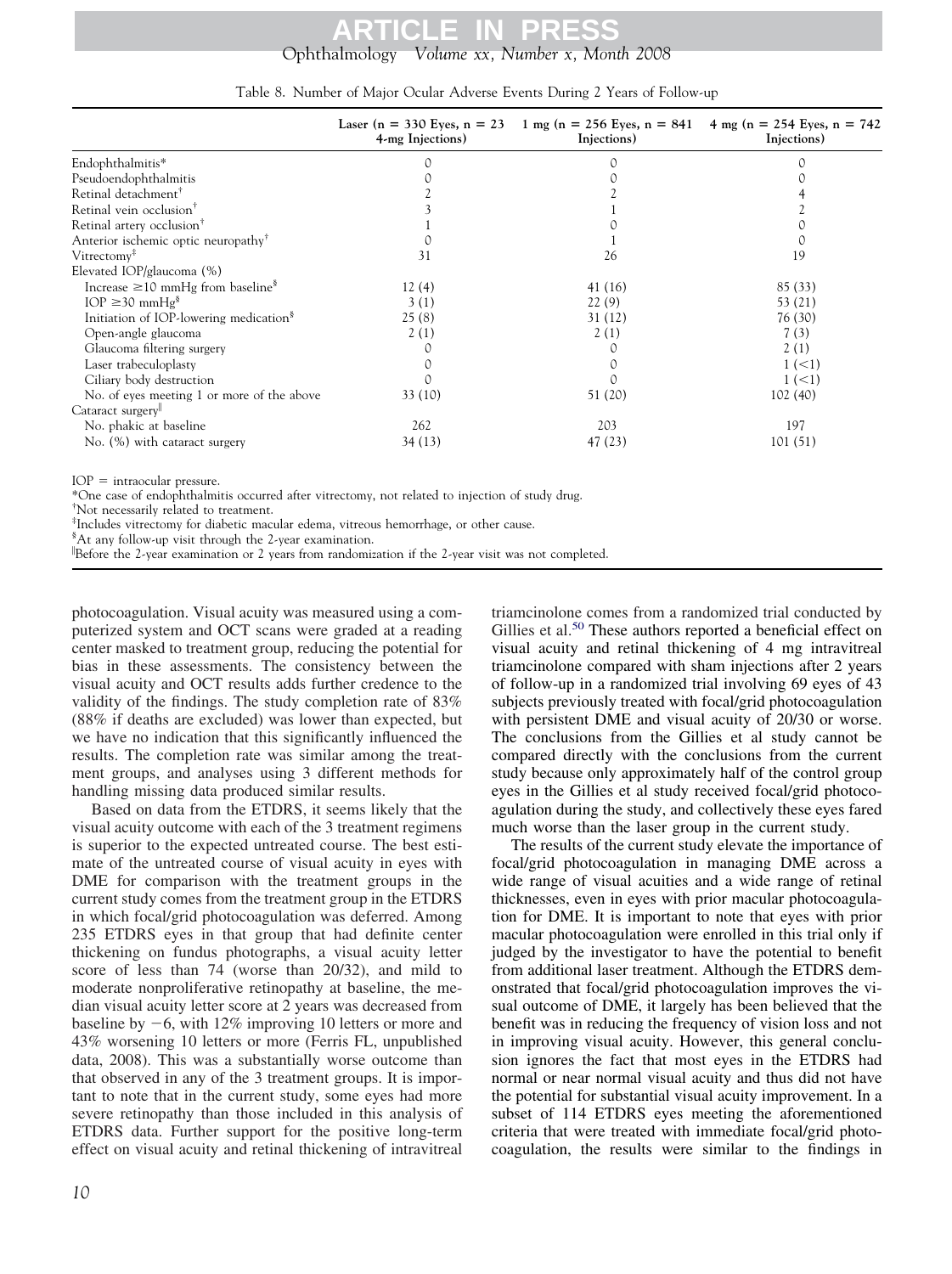Table 8. Number of Major Ocular Adverse Events During 2 Years of Follow-up

| | Laser (n = 330 Eyes, n = 23 4-mg Injections) | 1 mg (n = 256 Eyes, n = 841 Injections) | 4 mg (n = 254 Eyes, n = 742 Injections) |
|---|---|---|---|
| Endophthalmitis* | 0 | 0 | 0 |
| Pseudoendophthalmitis | 0 | 0 | 0 |
| Retinal detachment† | 2 | 2 | 4 |
| Retinal vein occlusion† | 3 | 1 | 2 |
| Retinal artery occlusion† | 1 | 0 | 0 |
| Anterior ischemic optic neuropathy† | 0 | 1 | 0 |
| Vitrectomy‡ | 31 | 26 | 19 |
| Elevated IOP/glaucoma (%) | | | |
| Increase ≥10 mmHg from baseline§ | 12 (4) | 41 (16) | 85 (33) |
| IOP ≥30 mmHg§ | 3 (1) | 22 (9) | 53 (21) |
| Initiation of IOP-lowering medication§ | 25 (8) | 31 (12) | 76 (30) |
| Open-angle glaucoma | 2 (1) | 2 (1) | 7 (3) |
| Glaucoma filtering surgery | 0 | 0 | 2 (1) |
| Laser trabeculoplasty | 0 | 0 | 1 (<1) |
| Ciliary body destruction | 0 | 0 | 1 (<1) |
| No. of eyes meeting 1 or more of the above | 33 (10) | 51 (20) | 102 (40) |
| Cataract surgery‖ | | | |
| No. phakic at baseline | 262 | 203 | 197 |
| No. (%) with cataract surgery | 34 (13) | 47 (23) | 101 (51) |

IOP = intraocular pressure.
*One case of endophthalmitis occurred after vitrectomy, not related to injection of study drug.
†Not necessarily related to treatment.
‡Includes vitrectomy for diabetic macular edema, vitreous hemorrhage, or other cause.
§At any follow-up visit through the 2-year examination.
‖Before the 2-year examination or 2 years from randomization if the 2-year visit was not completed.

photocoagulation. Visual acuity was measured using a computerized system and OCT scans were graded at a reading center masked to treatment group, reducing the potential for bias in these assessments. The consistency between the visual acuity and OCT results adds further credence to the validity of the findings. The study completion rate of 83% (88% if deaths are excluded) was lower than expected, but we have no indication that this significantly influenced the results. The completion rate was similar among the treatment groups, and analyses using 3 different methods for handling missing data produced similar results.

Based on data from the ETDRS, it seems likely that the visual acuity outcome with each of the 3 treatment regimens is superior to the expected untreated course. The best estimate of the untreated course of visual acuity in eyes with DME for comparison with the treatment groups in the current study comes from the treatment group in the ETDRS in which focal/grid photocoagulation was deferred. Among 235 ETDRS eyes in that group that had definite center thickening on fundus photographs, a visual acuity letter score of less than 74 (worse than 20/32), and mild to moderate nonproliferative retinopathy at baseline, the median visual acuity letter score at 2 years was decreased from baseline by −6, with 12% improving 10 letters or more and 43% worsening 10 letters or more (Ferris FL, unpublished data, 2008). This was a substantially worse outcome than that observed in any of the 3 treatment groups. It is important to note that in the current study, some eyes had more severe retinopathy than those included in this analysis of ETDRS data. Further support for the positive long-term effect on visual acuity and retinal thickening of intravitreal triamcinolone comes from a randomized trial conducted by Gillies et al.[50] These authors reported a beneficial effect on visual acuity and retinal thickening of 4 mg intravitreal triamcinolone compared with sham injections after 2 years of follow-up in a randomized trial involving 69 eyes of 43 subjects previously treated with focal/grid photocoagulation with persistent DME and visual acuity of 20/30 or worse. The conclusions from the Gillies et al study cannot be compared directly with the conclusions from the current study because only approximately half of the control group eyes in the Gillies et al study received focal/grid photocoagulation during the study, and collectively these eyes fared much worse than the laser group in the current study.

The results of the current study elevate the importance of focal/grid photocoagulation in managing DME across a wide range of visual acuities and a wide range of retinal thicknesses, even in eyes with prior macular photocoagulation for DME. It is important to note that eyes with prior macular photocoagulation were enrolled in this trial only if judged by the investigator to have the potential to benefit from additional laser treatment. Although the ETDRS demonstrated that focal/grid photocoagulation improves the visual outcome of DME, it largely has been believed that the benefit was in reducing the frequency of vision loss and not in improving visual acuity. However, this general conclusion ignores the fact that most eyes in the ETDRS had normal or near normal visual acuity and thus did not have the potential for substantial visual acuity improvement. In a subset of 114 ETDRS eyes meeting the aforementioned criteria that were treated with immediate focal/grid photocoagulation, the results were similar to the findings in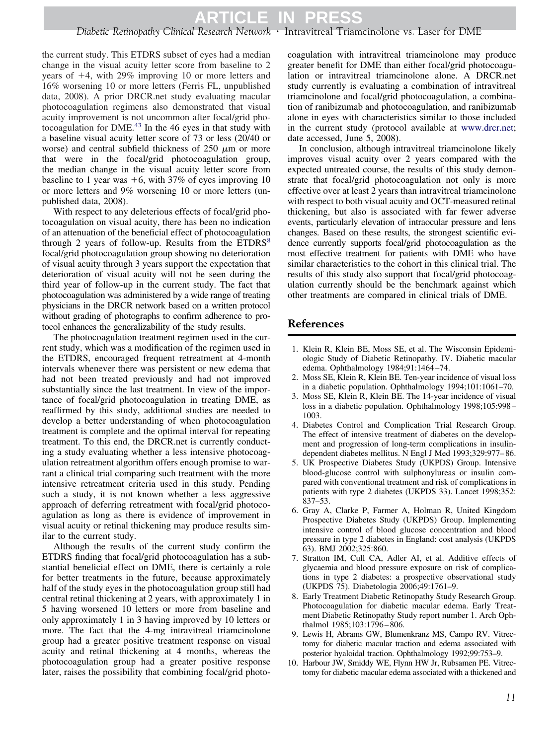the current study. This ETDRS subset of eyes had a median change in the visual acuity letter score from baseline to 2 years of +4, with 29% improving 10 or more letters and 16% worsening 10 or more letters (Ferris FL, unpublished data, 2008). A prior DRCR.net study evaluating macular photocoagulation regimens also demonstrated that visual acuity improvement is not uncommon after focal/grid photocoagulation for DME.[43] In the 46 eyes in that study with a baseline visual acuity letter score of 73 or less (20/40 or worse) and central subfield thickness of 250 μm or more that were in the focal/grid photocoagulation group, the median change in the visual acuity letter score from baseline to 1 year was +6, with 37% of eyes improving 10 or more letters and 9% worsening 10 or more letters (unpublished data, 2008).

With respect to any deleterious effects of focal/grid photocoagulation on visual acuity, there has been no indication of an attenuation of the beneficial effect of photocoagulation through 2 years of follow-up. Results from the ETDRS[8] focal/grid photocoagulation group showing no deterioration of visual acuity through 3 years support the expectation that deterioration of visual acuity will not be seen during the third year of follow-up in the current study. The fact that photocoagulation was administered by a wide range of treating physicians in the DRCR network based on a written protocol without grading of photographs to confirm adherence to protocol enhances the generalizability of the study results.

The photocoagulation treatment regimen used in the current study, which was a modification of the regimen used in the ETDRS, encouraged frequent retreatment at 4-month intervals whenever there was persistent or new edema that had not been treated previously and had not improved substantially since the last treatment. In view of the importance of focal/grid photocoagulation in treating DME, as reaffirmed by this study, additional studies are needed to develop a better understanding of when photocoagulation treatment is complete and the optimal interval for repeating treatment. To this end, the DRCR.net is currently conducting a study evaluating whether a less intensive photocoagulation retreatment algorithm offers enough promise to warrant a clinical trial comparing such treatment with the more intensive retreatment criteria used in this study. Pending such a study, it is not known whether a less aggressive approach of deferring retreatment with focal/grid photocoagulation as long as there is evidence of improvement in visual acuity or retinal thickening may produce results similar to the current study.

Although the results of the current study confirm the ETDRS finding that focal/grid photocoagulation has a substantial beneficial effect on DME, there is certainly a role for better treatments in the future, because approximately half of the study eyes in the photocoagulation group still had central retinal thickening at 2 years, with approximately 1 in 5 having worsened 10 letters or more from baseline and only approximately 1 in 3 having improved by 10 letters or more. The fact that the 4-mg intravitreal triamcinolone group had a greater positive treatment response on visual acuity and retinal thickening at 4 months, whereas the photocoagulation group had a greater positive response later, raises the possibility that combining focal/grid photocoagulation with intravitreal triamcinolone may produce greater benefit for DME than either focal/grid photocoagulation or intravitreal triamcinolone alone. A DRCR.net study currently is evaluating a combination of intravitreal triamcinolone and focal/grid photocoagulation, a combination of ranibizumab and photocoagulation, and ranibizumab alone in eyes with characteristics similar to those included in the current study (protocol available at www.drcr.net; date accessed, June 5, 2008).

In conclusion, although intravitreal triamcinolone likely improves visual acuity over 2 years compared with the expected untreated course, the results of this study demonstrate that focal/grid photocoagulation not only is more effective over at least 2 years than intravitreal triamcinolone with respect to both visual acuity and OCT-measured retinal thickening, but also is associated with far fewer adverse events, particularly elevation of intraocular pressure and lens changes. Based on these results, the strongest scientific evidence currently supports focal/grid photocoagulation as the most effective treatment for patients with DME who have similar characteristics to the cohort in this clinical trial. The results of this study also support that focal/grid photocoagulation currently should be the benchmark against which other treatments are compared in clinical trials of DME.

## References

1. Klein R, Klein BE, Moss SE, et al. The Wisconsin Epidemiologic Study of Diabetic Retinopathy. IV. Diabetic macular edema. Ophthalmology 1984;91:1464–74.
2. Moss SE, Klein R, Klein BE. Ten-year incidence of visual loss in a diabetic population. Ophthalmology 1994;101:1061–70.
3. Moss SE, Klein R, Klein BE. The 14-year incidence of visual loss in a diabetic population. Ophthalmology 1998;105:998–1003.
4. Diabetes Control and Complication Trial Research Group. The effect of intensive treatment of diabetes on the development and progression of long-term complications in insulin-dependent diabetes mellitus. N Engl J Med 1993;329:977–86.
5. UK Prospective Diabetes Study (UKPDS) Group. Intensive blood-glucose control with sulphonylureas or insulin compared with conventional treatment and risk of complications in patients with type 2 diabetes (UKPDS 33). Lancet 1998;352:837–53.
6. Gray A, Clarke P, Farmer A, Holman R, United Kingdom Prospective Diabetes Study (UKPDS) Group. Implementing intensive control of blood glucose concentration and blood pressure in type 2 diabetes in England: cost analysis (UKPDS 63). BMJ 2002;325:860.
7. Stratton IM, Cull CA, Adler AI, et al. Additive effects of glycaemia and blood pressure exposure on risk of complications in type 2 diabetes: a prospective observational study (UKPDS 75). Diabetologia 2006;49:1761–9.
8. Early Treatment Diabetic Retinopathy Study Research Group. Photocoagulation for diabetic macular edema. Early Treatment Diabetic Retinopathy Study report number 1. Arch Ophthalmol 1985;103:1796–806.
9. Lewis H, Abrams GW, Blumenkranz MS, Campo RV. Vitrectomy for diabetic macular traction and edema associated with posterior hyaloidal traction. Ophthalmology 1992;99:753–9.
10. Harbour JW, Smiddy WE, Flynn HW Jr, Rubsamen PE. Vitrectomy for diabetic macular edema associated with a thickened and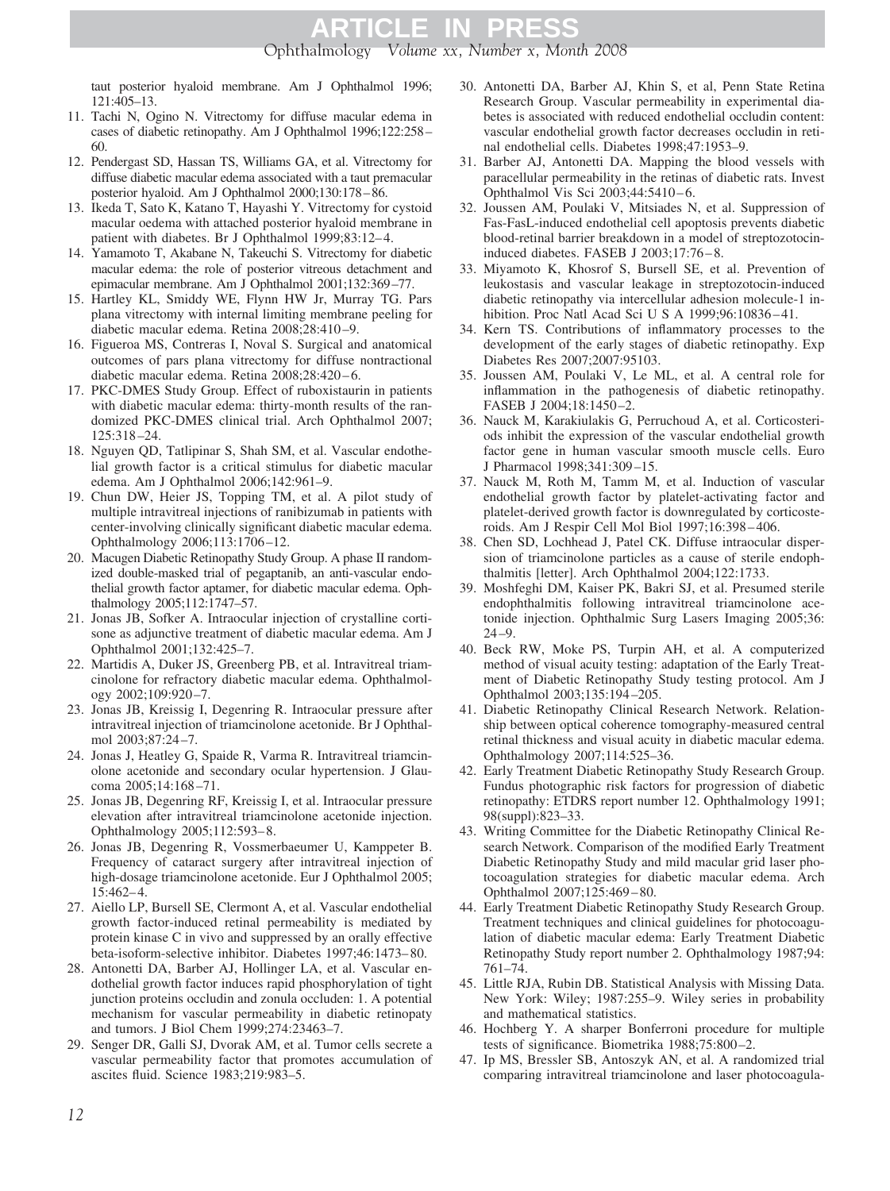taut posterior hyaloid membrane. Am J Ophthalmol 1996; 121:405–13.

11. Tachi N, Ogino N. Vitrectomy for diffuse macular edema in cases of diabetic retinopathy. Am J Ophthalmol 1996;122:258–60.
12. Pendergast SD, Hassan TS, Williams GA, et al. Vitrectomy for diffuse diabetic macular edema associated with a taut premacular posterior hyaloid. Am J Ophthalmol 2000;130:178–86.
13. Ikeda T, Sato K, Katano T, Hayashi Y. Vitrectomy for cystoid macular oedema with attached posterior hyaloid membrane in patient with diabetes. Br J Ophthalmol 1999;83:12–4.
14. Yamamoto T, Akabane N, Takeuchi S. Vitrectomy for diabetic macular edema: the role of posterior vitreous detachment and epimacular membrane. Am J Ophthalmol 2001;132:369–77.
15. Hartley KL, Smiddy WE, Flynn HW Jr, Murray TG. Pars plana vitrectomy with internal limiting membrane peeling for diabetic macular edema. Retina 2008;28:410–9.
16. Figueroa MS, Contreras I, Noval S. Surgical and anatomical outcomes of pars plana vitrectomy for diffuse nontractional diabetic macular edema. Retina 2008;28:420–6.
17. PKC-DMES Study Group. Effect of ruboxistaurin in patients with diabetic macular edema: thirty-month results of the randomized PKC-DMES clinical trial. Arch Ophthalmol 2007; 125:318–24.
18. Nguyen QD, Tatlipinar S, Shah SM, et al. Vascular endothelial growth factor is a critical stimulus for diabetic macular edema. Am J Ophthalmol 2006;142:961–9.
19. Chun DW, Heier JS, Topping TM, et al. A pilot study of multiple intravitreal injections of ranibizumab in patients with center-involving clinically significant diabetic macular edema. Ophthalmology 2006;113:1706–12.
20. Macugen Diabetic Retinopathy Study Group. A phase II randomized double-masked trial of pegaptanib, an anti-vascular endothelial growth factor aptamer, for diabetic macular edema. Ophthalmology 2005;112:1747–57.
21. Jonas JB, Sofker A. Intraocular injection of crystalline cortisone as adjunctive treatment of diabetic macular edema. Am J Ophthalmol 2001;132:425–7.
22. Martidis A, Duker JS, Greenberg PB, et al. Intravitreal triamcinolone for refractory diabetic macular edema. Ophthalmology 2002;109:920–7.
23. Jonas JB, Kreissig I, Degenring R. Intraocular pressure after intravitreal injection of triamcinolone acetonide. Br J Ophthalmol 2003;87:24–7.
24. Jonas J, Heatley G, Spaide R, Varma R. Intravitreal triamcinolone acetonide and secondary ocular hypertension. J Glaucoma 2005;14:168–71.
25. Jonas JB, Degenring RF, Kreissig I, et al. Intraocular pressure elevation after intravitreal triamcinolone acetonide injection. Ophthalmology 2005;112:593–8.
26. Jonas JB, Degenring R, Vossmerbaeumer U, Kamppeter B. Frequency of cataract surgery after intravitreal injection of high-dosage triamcinolone acetonide. Eur J Ophthalmol 2005; 15:462–4.
27. Aiello LP, Bursell SE, Clermont A, et al. Vascular endothelial growth factor-induced retinal permeability is mediated by protein kinase C in vivo and suppressed by an orally effective beta-isoform-selective inhibitor. Diabetes 1997;46:1473–80.
28. Antonetti DA, Barber AJ, Hollinger LA, et al. Vascular endothelial growth factor induces rapid phosphorylation of tight junction proteins occludin and zonula occluden: 1. A potential mechanism for vascular permeability in diabetic retinopaty and tumors. J Biol Chem 1999;274:23463–7.
29. Senger DR, Galli SJ, Dvorak AM, et al. Tumor cells secrete a vascular permeability factor that promotes accumulation of ascites fluid. Science 1983;219:983–5.
30. Antonetti DA, Barber AJ, Khin S, et al, Penn State Retina Research Group. Vascular permeability in experimental diabetes is associated with reduced endothelial occludin content: vascular endothelial growth factor decreases occludin in retinal endothelial cells. Diabetes 1998;47:1953–9.
31. Barber AJ, Antonetti DA. Mapping the blood vessels with paracellular permeability in the retinas of diabetic rats. Invest Ophthalmol Vis Sci 2003;44:5410–6.
32. Joussen AM, Poulaki V, Mitsiades N, et al. Suppression of Fas-FasL-induced endothelial cell apoptosis prevents diabetic blood-retinal barrier breakdown in a model of streptozotocin-induced diabetes. FASEB J 2003;17:76–8.
33. Miyamoto K, Khosrof S, Bursell SE, et al. Prevention of leukostasis and vascular leakage in streptozotocin-induced diabetic retinopathy via intercellular adhesion molecule-1 inhibition. Proc Natl Acad Sci U S A 1999;96:10836–41.
34. Kern TS. Contributions of inflammatory processes to the development of the early stages of diabetic retinopathy. Exp Diabetes Res 2007;2007:95103.
35. Joussen AM, Poulaki V, Le ML, et al. A central role for inflammation in the pathogenesis of diabetic retinopathy. FASEB J 2004;18:1450–2.
36. Nauck M, Karakiulakis G, Perruchoud A, et al. Corticosteriods inhibit the expression of the vascular endothelial growth factor gene in human vascular smooth muscle cells. Euro J Pharmacol 1998;341:309–15.
37. Nauck M, Roth M, Tamm M, et al. Induction of vascular endothelial growth factor by platelet-activating factor and platelet-derived growth factor is downregulated by corticosteroids. Am J Respir Cell Mol Biol 1997;16:398–406.
38. Chen SD, Lochhead J, Patel CK. Diffuse intraocular dispersion of triamcinolone particles as a cause of sterile endophthalmitis [letter]. Arch Ophthalmol 2004;122:1733.
39. Moshfeghi DM, Kaiser PK, Bakri SJ, et al. Presumed sterile endophthalmitis following intravitreal triamcinolone acetonide injection. Ophthalmic Surg Lasers Imaging 2005;36: 24–9.
40. Beck RW, Moke PS, Turpin AH, et al. A computerized method of visual acuity testing: adaptation of the Early Treatment of Diabetic Retinopathy Study testing protocol. Am J Ophthalmol 2003;135:194–205.
41. Diabetic Retinopathy Clinical Research Network. Relationship between optical coherence tomography-measured central retinal thickness and visual acuity in diabetic macular edema. Ophthalmology 2007;114:525–36.
42. Early Treatment Diabetic Retinopathy Study Research Group. Fundus photographic risk factors for progression of diabetic retinopathy: ETDRS report number 12. Ophthalmology 1991; 98(suppl):823–33.
43. Writing Committee for the Diabetic Retinopathy Clinical Research Network. Comparison of the modified Early Treatment Diabetic Retinopathy Study and mild macular grid laser photocoagulation strategies for diabetic macular edema. Arch Ophthalmol 2007;125:469–80.
44. Early Treatment Diabetic Retinopathy Study Research Group. Treatment techniques and clinical guidelines for photocoagulation of diabetic macular edema: Early Treatment Diabetic Retinopathy Study report number 2. Ophthalmology 1987;94: 761–74.
45. Little RJA, Rubin DB. Statistical Analysis with Missing Data. New York: Wiley; 1987:255–9. Wiley series in probability and mathematical statistics.
46. Hochberg Y. A sharper Bonferroni procedure for multiple tests of significance. Biometrika 1988;75:800–2.
47. Ip MS, Bressler SB, Antoszyk AN, et al. A randomized trial comparing intravitreal triamcinolone and laser photocoagula-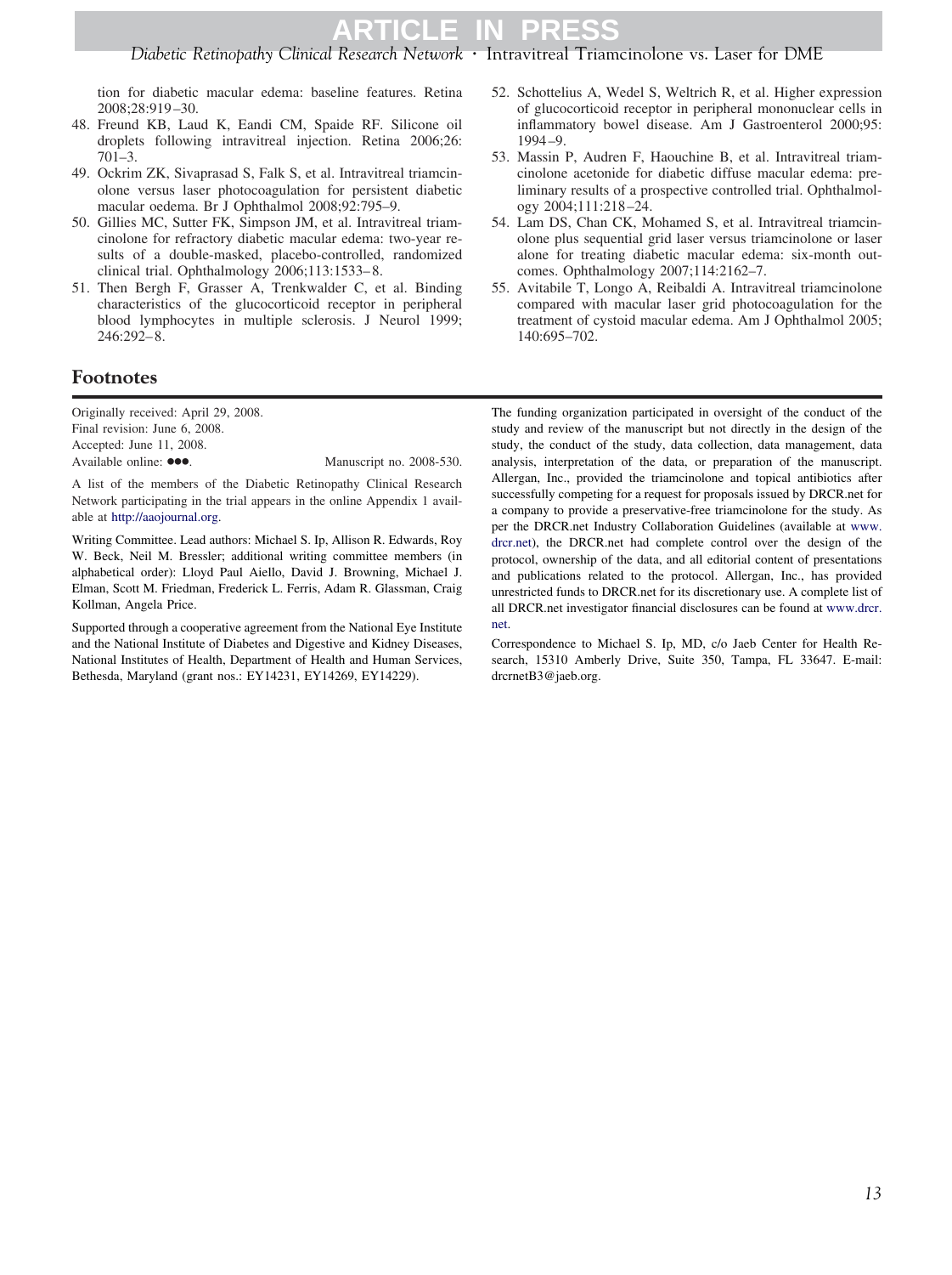tion for diabetic macular edema: baseline features. Retina 2008;28:919–30.

48. Freund KB, Laud K, Eandi CM, Spaide RF. Silicone oil droplets following intravitreal injection. Retina 2006;26: 701–3.
49. Ockrim ZK, Sivaprasad S, Falk S, et al. Intravitreal triamcinolone versus laser photocoagulation for persistent diabetic macular oedema. Br J Ophthalmol 2008;92:795–9.
50. Gillies MC, Sutter FK, Simpson JM, et al. Intravitreal triamcinolone for refractory diabetic macular edema: two-year results of a double-masked, placebo-controlled, randomized clinical trial. Ophthalmology 2006;113:1533–8.
51. Then Bergh F, Grasser A, Trenkwalder C, et al. Binding characteristics of the glucocorticoid receptor in peripheral blood lymphocytes in multiple sclerosis. J Neurol 1999; 246:292–8.
52. Schottelius A, Wedel S, Weltrich R, et al. Higher expression of glucocorticoid receptor in peripheral mononuclear cells in inflammatory bowel disease. Am J Gastroenterol 2000;95: 1994–9.
53. Massin P, Audren F, Haouchine B, et al. Intravitreal triamcinolone acetonide for diabetic diffuse macular edema: preliminary results of a prospective controlled trial. Ophthalmology 2004;111:218–24.
54. Lam DS, Chan CK, Mohamed S, et al. Intravitreal triamcinolone plus sequential grid laser versus triamcinolone or laser alone for treating diabetic macular edema: six-month outcomes. Ophthalmology 2007;114:2162–7.
55. Avitabile T, Longo A, Reibaldi A. Intravitreal triamcinolone compared with macular laser grid photocoagulation for the treatment of cystoid macular edema. Am J Ophthalmol 2005; 140:695–702.

## Footnotes

Originally received: April 29, 2008.
Final revision: June 6, 2008.
Accepted: June 11, 2008.
Available online: ●●●. Manuscript no. 2008-530.

A list of the members of the Diabetic Retinopathy Clinical Research Network participating in the trial appears in the online Appendix 1 available at http://aaojournal.org.

Writing Committee. Lead authors: Michael S. Ip, Allison R. Edwards, Roy W. Beck, Neil M. Bressler; additional writing committee members (in alphabetical order): Lloyd Paul Aiello, David J. Browning, Michael J. Elman, Scott M. Friedman, Frederick L. Ferris, Adam R. Glassman, Craig Kollman, Angela Price.

Supported through a cooperative agreement from the National Eye Institute and the National Institute of Diabetes and Digestive and Kidney Diseases, National Institutes of Health, Department of Health and Human Services, Bethesda, Maryland (grant nos.: EY14231, EY14269, EY14229).

The funding organization participated in oversight of the conduct of the study and review of the manuscript but not directly in the design of the study, the conduct of the study, data collection, data management, data analysis, interpretation of the data, or preparation of the manuscript. Allergan, Inc., provided the triamcinolone and topical antibiotics after successfully competing for a request for proposals issued by DRCR.net for a company to provide a preservative-free triamcinolone for the study. As per the DRCR.net Industry Collaboration Guidelines (available at www.drcr.net), the DRCR.net had complete control over the design of the protocol, ownership of the data, and all editorial content of presentations and publications related to the protocol. Allergan, Inc., has provided unrestricted funds to DRCR.net for its discretionary use. A complete list of all DRCR.net investigator financial disclosures can be found at www.drcr.net.

Correspondence to Michael S. Ip, MD, c/o Jaeb Center for Health Research, 15310 Amberly Drive, Suite 350, Tampa, FL 33647. E-mail: drcrnetB3@jaeb.org.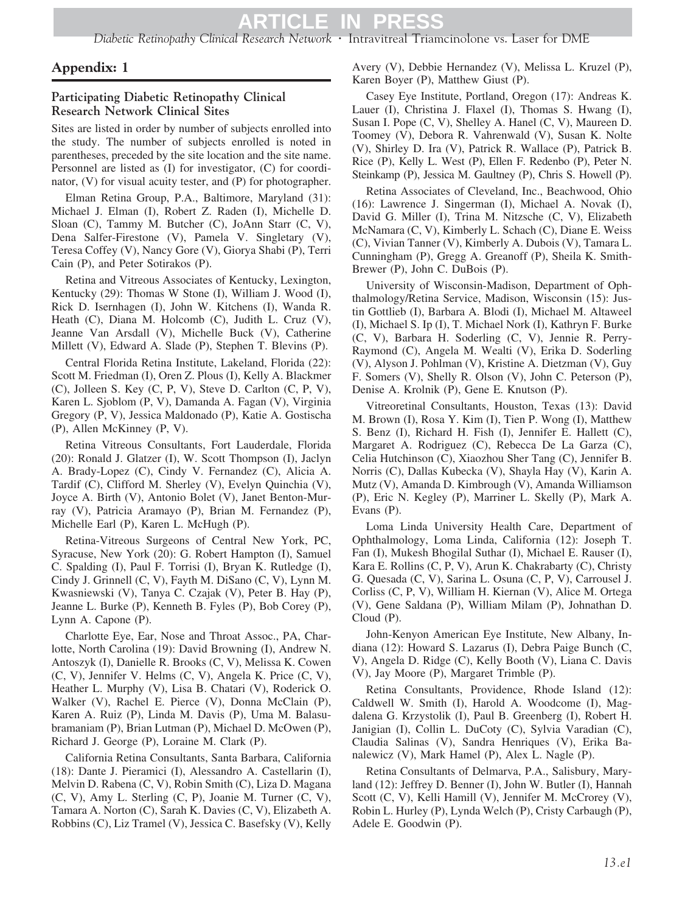## Appendix: 1

### Participating Diabetic Retinopathy Clinical Research Network Clinical Sites

Sites are listed in order by number of subjects enrolled into the study. The number of subjects enrolled is noted in parentheses, preceded by the site location and the site name. Personnel are listed as (I) for investigator, (C) for coordinator, (V) for visual acuity tester, and (P) for photographer.

Elman Retina Group, P.A., Baltimore, Maryland (31): Michael J. Elman (I), Robert Z. Raden (I), Michelle D. Sloan (C), Tammy M. Butcher (C), JoAnn Starr (C, V), Dena Salfer-Firestone (V), Pamela V. Singletary (V), Teresa Coffey (V), Nancy Gore (V), Giorya Shabi (P), Terri Cain (P), and Peter Sotirakos (P).

Retina and Vitreous Associates of Kentucky, Lexington, Kentucky (29): Thomas W Stone (I), William J. Wood (I), Rick D. Isernhagen (I), John W. Kitchens (I), Wanda R. Heath (C), Diana M. Holcomb (C), Judith L. Cruz (V), Jeanne Van Arsdall (V), Michelle Buck (V), Catherine Millett (V), Edward A. Slade (P), Stephen T. Blevins (P).

Central Florida Retina Institute, Lakeland, Florida (22): Scott M. Friedman (I), Oren Z. Plous (I), Kelly A. Blackmer (C), Jolleen S. Key (C, P, V), Steve D. Carlton (C, P, V), Karen L. Sjoblom (P, V), Damanda A. Fagan (V), Virginia Gregory (P, V), Jessica Maldonado (P), Katie A. Gostischa (P), Allen McKinney (P, V).

Retina Vitreous Consultants, Fort Lauderdale, Florida (20): Ronald J. Glatzer (I), W. Scott Thompson (I), Jaclyn A. Brady-Lopez (C), Cindy V. Fernandez (C), Alicia A. Tardif (C), Clifford M. Sherley (V), Evelyn Quinchia (V), Joyce A. Birth (V), Antonio Bolet (V), Janet Benton-Murray (V), Patricia Aramayo (P), Brian M. Fernandez (P), Michelle Earl (P), Karen L. McHugh (P).

Retina-Vitreous Surgeons of Central New York, PC, Syracuse, New York (20): G. Robert Hampton (I), Samuel C. Spalding (I), Paul F. Torrisi (I), Bryan K. Rutledge (I), Cindy J. Grinnell (C, V), Fayth M. DiSano (C, V), Lynn M. Kwasniewski (V), Tanya C. Czajak (V), Peter B. Hay (P), Jeanne L. Burke (P), Kenneth B. Fyles (P), Bob Corey (P), Lynn A. Capone (P).

Charlotte Eye, Ear, Nose and Throat Assoc., PA, Charlotte, North Carolina (19): David Browning (I), Andrew N. Antoszyk (I), Danielle R. Brooks (C, V), Melissa K. Cowen (C, V), Jennifer V. Helms (C, V), Angela K. Price (C, V), Heather L. Murphy (V), Lisa B. Chatari (V), Roderick O. Walker (V), Rachel E. Pierce (V), Donna McClain (P), Karen A. Ruiz (P), Linda M. Davis (P), Uma M. Balasubramaniam (P), Brian Lutman (P), Michael D. McOwen (P), Richard J. George (P), Loraine M. Clark (P).

California Retina Consultants, Santa Barbara, California (18): Dante J. Pieramici (I), Alessandro A. Castellarin (I), Melvin D. Rabena (C, V), Robin Smith (C), Liza D. Magana (C, V), Amy L. Sterling (C, P), Joanie M. Turner (C, V), Tamara A. Norton (C), Sarah K. Davies (C, V), Elizabeth A. Robbins (C), Liz Tramel (V), Jessica C. Basefsky (V), Kelly Avery (V), Debbie Hernandez (V), Melissa L. Kruzel (P), Karen Boyer (P), Matthew Giust (P).

Casey Eye Institute, Portland, Oregon (17): Andreas K. Lauer (I), Christina J. Flaxel (I), Thomas S. Hwang (I), Susan I. Pope (C, V), Shelley A. Hanel (C, V), Maureen D. Toomey (V), Debora R. Vahrenwald (V), Susan K. Nolte (V), Shirley D. Ira (V), Patrick R. Wallace (P), Patrick B. Rice (P), Kelly L. West (P), Ellen F. Redenbo (P), Peter N. Steinkamp (P), Jessica M. Gaultney (P), Chris S. Howell (P).

Retina Associates of Cleveland, Inc., Beachwood, Ohio (16): Lawrence J. Singerman (I), Michael A. Novak (I), David G. Miller (I), Trina M. Nitzsche (C, V), Elizabeth McNamara (C, V), Kimberly L. Schach (C), Diane E. Weiss (C), Vivian Tanner (V), Kimberly A. Dubois (V), Tamara L. Cunningham (P), Gregg A. Greanoff (P), Sheila K. Smith-Brewer (P), John C. DuBois (P).

University of Wisconsin-Madison, Department of Ophthalmology/Retina Service, Madison, Wisconsin (15): Justin Gottlieb (I), Barbara A. Blodi (I), Michael M. Altaweel (I), Michael S. Ip (I), T. Michael Nork (I), Kathryn F. Burke (C, V), Barbara H. Soderling (C, V), Jennie R. Perry-Raymond (C), Angela M. Wealti (V), Erika D. Soderling (V), Alyson J. Pohlman (V), Kristine A. Dietzman (V), Guy F. Somers (V), Shelly R. Olson (V), John C. Peterson (P), Denise A. Krolnik (P), Gene E. Knutson (P).

Vitreoretinal Consultants, Houston, Texas (13): David M. Brown (I), Rosa Y. Kim (I), Tien P. Wong (I), Matthew S. Benz (I), Richard H. Fish (I), Jennifer E. Hallett (C), Margaret A. Rodriguez (C), Rebecca De La Garza (C), Celia Hutchinson (C), Xiaozhou Sher Tang (C), Jennifer B. Norris (C), Dallas Kubecka (V), Shayla Hay (V), Karin A. Mutz (V), Amanda D. Kimbrough (V), Amanda Williamson (P), Eric N. Kegley (P), Marriner L. Skelly (P), Mark A. Evans (P).

Loma Linda University Health Care, Department of Ophthalmology, Loma Linda, California (12): Joseph T. Fan (I), Mukesh Bhogilal Suthar (I), Michael E. Rauser (I), Kara E. Rollins (C, P, V), Arun K. Chakrabarty (C), Christy G. Quesada (C, V), Sarina L. Osuna (C, P, V), Carrousel J. Corliss (C, P, V), William H. Kiernan (V), Alice M. Ortega (V), Gene Saldana (P), William Milam (P), Johnathan D. Cloud (P).

John-Kenyon American Eye Institute, New Albany, Indiana (12): Howard S. Lazarus (I), Debra Paige Bunch (C, V), Angela D. Ridge (C), Kelly Booth (V), Liana C. Davis (V), Jay Moore (P), Margaret Trimble (P).

Retina Consultants, Providence, Rhode Island (12): Caldwell W. Smith (I), Harold A. Woodcome (I), Magdalena G. Krzystolik (I), Paul B. Greenberg (I), Robert H. Janigian (I), Collin L. DuCoty (C), Sylvia Varadian (C), Claudia Salinas (V), Sandra Henriques (V), Erika Banalewicz (V), Mark Hamel (P), Alex L. Nagle (P).

Retina Consultants of Delmarva, P.A., Salisbury, Maryland (12): Jeffrey D. Benner (I), John W. Butler (I), Hannah Scott (C, V), Kelli Hamill (V), Jennifer M. McCrorey (V), Robin L. Hurley (P), Lynda Welch (P), Cristy Carbaugh (P), Adele E. Goodwin (P).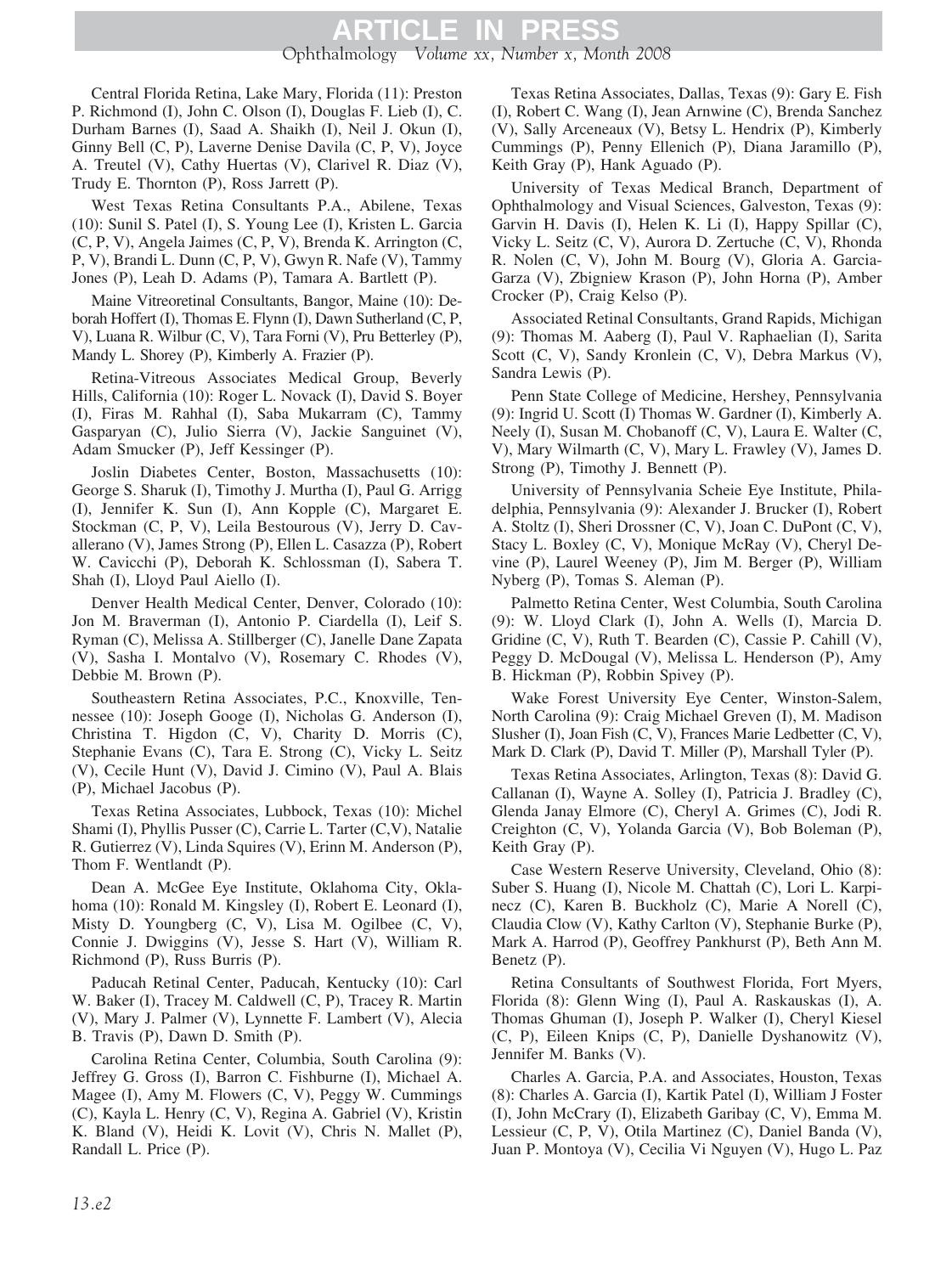Central Florida Retina, Lake Mary, Florida (11): Preston P. Richmond (I), John C. Olson (I), Douglas F. Lieb (I), C. Durham Barnes (I), Saad A. Shaikh (I), Neil J. Okun (I), Ginny Bell (C, P), Laverne Denise Davila (C, P, V), Joyce A. Treutel (V), Cathy Huertas (V), Clarivel R. Diaz (V), Trudy E. Thornton (P), Ross Jarrett (P).

West Texas Retina Consultants P.A., Abilene, Texas (10): Sunil S. Patel (I), S. Young Lee (I), Kristen L. Garcia (C, P, V), Angela Jaimes (C, P, V), Brenda K. Arrington (C, P, V), Brandi L. Dunn (C, P, V), Gwyn R. Nafe (V), Tammy Jones (P), Leah D. Adams (P), Tamara A. Bartlett (P).

Maine Vitreoretinal Consultants, Bangor, Maine (10): Deborah Hoffert (I), Thomas E. Flynn (I), Dawn Sutherland (C, P, V), Luana R. Wilbur (C, V), Tara Forni (V), Pru Betterley (P), Mandy L. Shorey (P), Kimberly A. Frazier (P).

Retina-Vitreous Associates Medical Group, Beverly Hills, California (10): Roger L. Novack (I), David S. Boyer (I), Firas M. Rahhal (I), Saba Mukarram (C), Tammy Gasparyan (C), Julio Sierra (V), Jackie Sanguinet (V), Adam Smucker (P), Jeff Kessinger (P).

Joslin Diabetes Center, Boston, Massachusetts (10): George S. Sharuk (I), Timothy J. Murtha (I), Paul G. Arrigg (I), Jennifer K. Sun (I), Ann Kopple (C), Margaret E. Stockman (C, P, V), Leila Bestourous (V), Jerry D. Cavallerano (V), James Strong (P), Ellen L. Casazza (P), Robert W. Cavicchi (P), Deborah K. Schlossman (I), Sabera T. Shah (I), Lloyd Paul Aiello (I).

Denver Health Medical Center, Denver, Colorado (10): Jon M. Braverman (I), Antonio P. Ciardella (I), Leif S. Ryman (C), Melissa A. Stillberger (C), Janelle Dane Zapata (V), Sasha I. Montalvo (V), Rosemary C. Rhodes (V), Debbie M. Brown (P).

Southeastern Retina Associates, P.C., Knoxville, Tennessee (10): Joseph Googe (I), Nicholas G. Anderson (I), Christina T. Higdon (C, V), Charity D. Morris (C), Stephanie Evans (C), Tara E. Strong (C), Vicky L. Seitz (V), Cecile Hunt (V), David J. Cimino (V), Paul A. Blais (P), Michael Jacobus (P).

Texas Retina Associates, Lubbock, Texas (10): Michel Shami (I), Phyllis Pusser (C), Carrie L. Tarter (C,V), Natalie R. Gutierrez (V), Linda Squires (V), Erinn M. Anderson (P), Thom F. Wentlandt (P).

Dean A. McGee Eye Institute, Oklahoma City, Oklahoma (10): Ronald M. Kingsley (I), Robert E. Leonard (I), Misty D. Youngberg (C, V), Lisa M. Ogilbee (C, V), Connie J. Dwiggins (V), Jesse S. Hart (V), William R. Richmond (P), Russ Burris (P).

Paducah Retinal Center, Paducah, Kentucky (10): Carl W. Baker (I), Tracey M. Caldwell (C, P), Tracey R. Martin (V), Mary J. Palmer (V), Lynnette F. Lambert (V), Alecia B. Travis (P), Dawn D. Smith (P).

Carolina Retina Center, Columbia, South Carolina (9): Jeffrey G. Gross (I), Barron C. Fishburne (I), Michael A. Magee (I), Amy M. Flowers (C, V), Peggy W. Cummings (C), Kayla L. Henry (C, V), Regina A. Gabriel (V), Kristin K. Bland (V), Heidi K. Lovit (V), Chris N. Mallet (P), Randall L. Price (P).

Texas Retina Associates, Dallas, Texas (9): Gary E. Fish (I), Robert C. Wang (I), Jean Arnwine (C), Brenda Sanchez (V), Sally Arceneaux (V), Betsy L. Hendrix (P), Kimberly Cummings (P), Penny Ellenich (P), Diana Jaramillo (P), Keith Gray (P), Hank Aguado (P).

University of Texas Medical Branch, Department of Ophthalmology and Visual Sciences, Galveston, Texas (9): Garvin H. Davis (I), Helen K. Li (I), Happy Spillar (C), Vicky L. Seitz (C, V), Aurora D. Zertuche (C, V), Rhonda R. Nolen (C, V), John M. Bourg (V), Gloria A. Garcia-Garza (V), Zbigniew Krason (P), John Horna (P), Amber Crocker (P), Craig Kelso (P).

Associated Retinal Consultants, Grand Rapids, Michigan (9): Thomas M. Aaberg (I), Paul V. Raphaelian (I), Sarita Scott (C, V), Sandy Kronlein (C, V), Debra Markus (V), Sandra Lewis (P).

Penn State College of Medicine, Hershey, Pennsylvania (9): Ingrid U. Scott (I) Thomas W. Gardner (I), Kimberly A. Neely (I), Susan M. Chobanoff (C, V), Laura E. Walter (C, V), Mary Wilmarth (C, V), Mary L. Frawley (V), James D. Strong (P), Timothy J. Bennett (P).

University of Pennsylvania Scheie Eye Institute, Philadelphia, Pennsylvania (9): Alexander J. Brucker (I), Robert A. Stoltz (I), Sheri Drossner (C, V), Joan C. DuPont (C, V), Stacy L. Boxley (C, V), Monique McRay (V), Cheryl Devine (P), Laurel Weeney (P), Jim M. Berger (P), William Nyberg (P), Tomas S. Aleman (P).

Palmetto Retina Center, West Columbia, South Carolina (9): W. Lloyd Clark (I), John A. Wells (I), Marcia D. Gridine (C, V), Ruth T. Bearden (C), Cassie P. Cahill (V), Peggy D. McDougal (V), Melissa L. Henderson (P), Amy B. Hickman (P), Robbin Spivey (P).

Wake Forest University Eye Center, Winston-Salem, North Carolina (9): Craig Michael Greven (I), M. Madison Slusher (I), Joan Fish (C, V), Frances Marie Ledbetter (C, V), Mark D. Clark (P), David T. Miller (P), Marshall Tyler (P).

Texas Retina Associates, Arlington, Texas (8): David G. Callanan (I), Wayne A. Solley (I), Patricia J. Bradley (C), Glenda Janay Elmore (C), Cheryl A. Grimes (C), Jodi R. Creighton (C, V), Yolanda Garcia (V), Bob Boleman (P), Keith Gray (P).

Case Western Reserve University, Cleveland, Ohio (8): Suber S. Huang (I), Nicole M. Chattah (C), Lori L. Karpinecz (C), Karen B. Buckholz (C), Marie A Norell (C), Claudia Clow (V), Kathy Carlton (V), Stephanie Burke (P), Mark A. Harrod (P), Geoffrey Pankhurst (P), Beth Ann M. Benetz (P).

Retina Consultants of Southwest Florida, Fort Myers, Florida (8): Glenn Wing (I), Paul A. Raskauskas (I), A. Thomas Ghuman (I), Joseph P. Walker (I), Cheryl Kiesel (C, P), Eileen Knips (C, P), Danielle Dyshanowitz (V), Jennifer M. Banks (V).

Charles A. Garcia, P.A. and Associates, Houston, Texas (8): Charles A. Garcia (I), Kartik Patel (I), William J Foster (I), John McCrary (I), Elizabeth Garibay (C, V), Emma M. Lessieur (C, P, V), Otila Martinez (C), Daniel Banda (V), Juan P. Montoya (V), Cecilia Vi Nguyen (V), Hugo L. Paz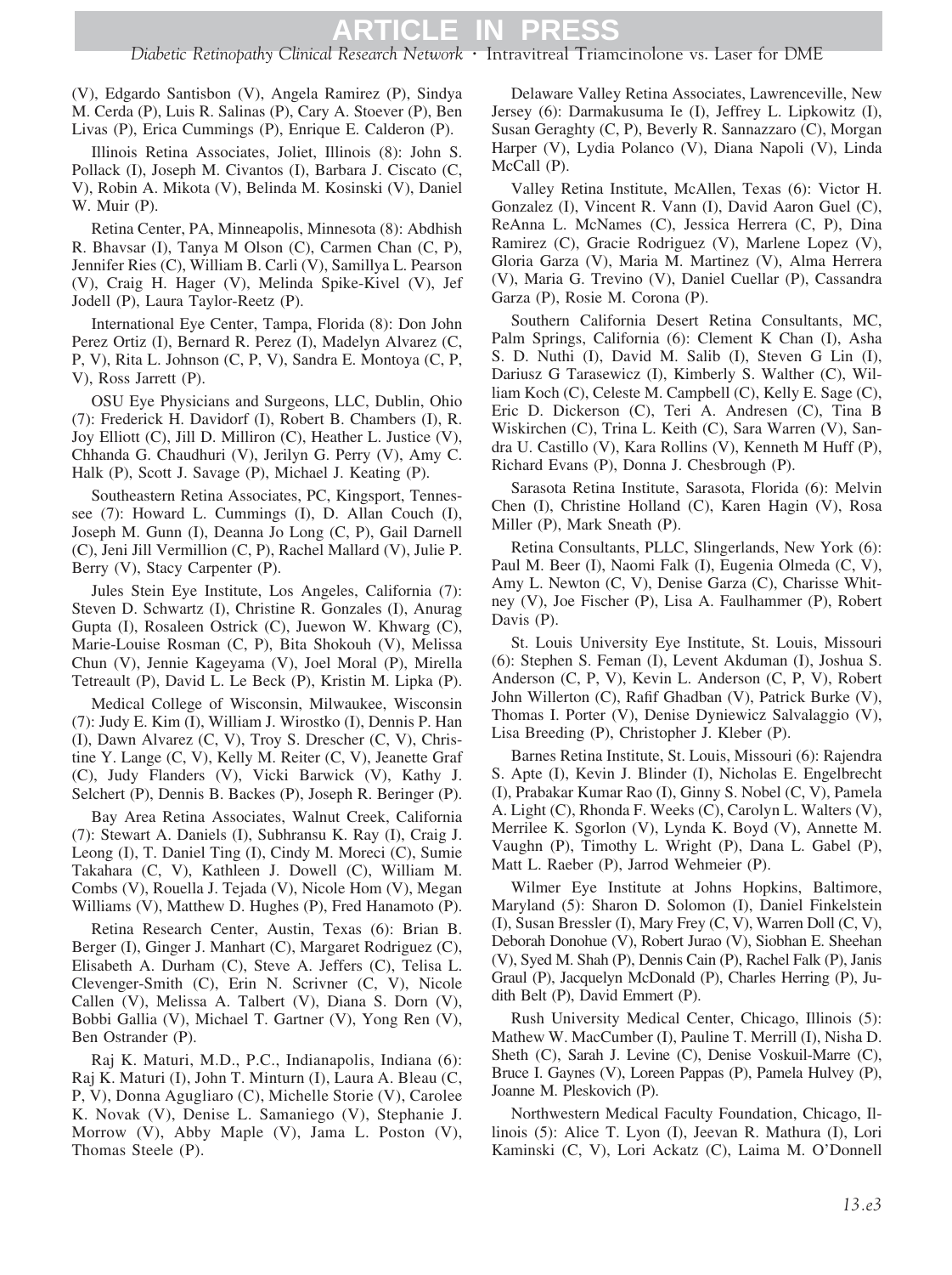(V), Edgardo Santisbon (V), Angela Ramirez (P), Sindya M. Cerda (P), Luis R. Salinas (P), Cary A. Stoever (P), Ben Livas (P), Erica Cummings (P), Enrique E. Calderon (P).

Illinois Retina Associates, Joliet, Illinois (8): John S. Pollack (I), Joseph M. Civantos (I), Barbara J. Ciscato (C, V), Robin A. Mikota (V), Belinda M. Kosinski (V), Daniel W. Muir (P).

Retina Center, PA, Minneapolis, Minnesota (8): Abdhish R. Bhavsar (I), Tanya M Olson (C), Carmen Chan (C, P), Jennifer Ries (C), William B. Carli (V), Samillya L. Pearson (V), Craig H. Hager (V), Melinda Spike-Kivel (V), Jef Jodell (P), Laura Taylor-Reetz (P).

International Eye Center, Tampa, Florida (8): Don John Perez Ortiz (I), Bernard R. Perez (I), Madelyn Alvarez (C, P, V), Rita L. Johnson (C, P, V), Sandra E. Montoya (C, P, V), Ross Jarrett (P).

OSU Eye Physicians and Surgeons, LLC, Dublin, Ohio (7): Frederick H. Davidorf (I), Robert B. Chambers (I), R. Joy Elliott (C), Jill D. Milliron (C), Heather L. Justice (V), Chhanda G. Chaudhuri (V), Jerilyn G. Perry (V), Amy C. Halk (P), Scott J. Savage (P), Michael J. Keating (P).

Southeastern Retina Associates, PC, Kingsport, Tennessee (7): Howard L. Cummings (I), D. Allan Couch (I), Joseph M. Gunn (I), Deanna Jo Long (C, P), Gail Darnell (C), Jeni Jill Vermillion (C, P), Rachel Mallard (V), Julie P. Berry (V), Stacy Carpenter (P).

Jules Stein Eye Institute, Los Angeles, California (7): Steven D. Schwartz (I), Christine R. Gonzales (I), Anurag Gupta (I), Rosaleen Ostrick (C), Juewon W. Khwarg (C), Marie-Louise Rosman (C, P), Bita Shokouh (V), Melissa Chun (V), Jennie Kageyama (V), Joel Moral (P), Mirella Tetreault (P), David L. Le Beck (P), Kristin M. Lipka (P).

Medical College of Wisconsin, Milwaukee, Wisconsin (7): Judy E. Kim (I), William J. Wirostko (I), Dennis P. Han (I), Dawn Alvarez (C, V), Troy S. Drescher (C, V), Christine Y. Lange (C, V), Kelly M. Reiter (C, V), Jeanette Graf (C), Judy Flanders (V), Vicki Barwick (V), Kathy J. Selchert (P), Dennis B. Backes (P), Joseph R. Beringer (P).

Bay Area Retina Associates, Walnut Creek, California (7): Stewart A. Daniels (I), Subhransu K. Ray (I), Craig J. Leong (I), T. Daniel Ting (I), Cindy M. Moreci (C), Sumie Takahara (C, V), Kathleen J. Dowell (C), William M. Combs (V), Rouella J. Tejada (V), Nicole Hom (V), Megan Williams (V), Matthew D. Hughes (P), Fred Hanamoto (P).

Retina Research Center, Austin, Texas (6): Brian B. Berger (I), Ginger J. Manhart (C), Margaret Rodriguez (C), Elisabeth A. Durham (C), Steve A. Jeffers (C), Telisa L. Clevenger-Smith (C), Erin N. Scrivner (C, V), Nicole Callen (V), Melissa A. Talbert (V), Diana S. Dorn (V), Bobbi Gallia (V), Michael T. Gartner (V), Yong Ren (V), Ben Ostrander (P).

Raj K. Maturi, M.D., P.C., Indianapolis, Indiana (6): Raj K. Maturi (I), John T. Minturn (I), Laura A. Bleau (C, P, V), Donna Agugliaro (C), Michelle Storie (V), Carolee K. Novak (V), Denise L. Samaniego (V), Stephanie J. Morrow (V), Abby Maple (V), Jama L. Poston (V), Thomas Steele (P).

Delaware Valley Retina Associates, Lawrenceville, New Jersey (6): Darmakusuma Ie (I), Jeffrey L. Lipkowitz (I), Susan Geraghty (C, P), Beverly R. Sannazzaro (C), Morgan Harper (V), Lydia Polanco (V), Diana Napoli (V), Linda McCall (P).

Valley Retina Institute, McAllen, Texas (6): Victor H. Gonzalez (I), Vincent R. Vann (I), David Aaron Guel (C), ReAnna L. McNames (C), Jessica Herrera (C, P), Dina Ramirez (C), Gracie Rodriguez (V), Marlene Lopez (V), Gloria Garza (V), Maria M. Martinez (V), Alma Herrera (V), Maria G. Trevino (V), Daniel Cuellar (P), Cassandra Garza (P), Rosie M. Corona (P).

Southern California Desert Retina Consultants, MC, Palm Springs, California (6): Clement K Chan (I), Asha S. D. Nuthi (I), David M. Salib (I), Steven G Lin (I), Dariusz G Tarasewicz (I), Kimberly S. Walther (C), William Koch (C), Celeste M. Campbell (C), Kelly E. Sage (C), Eric D. Dickerson (C), Teri A. Andresen (C), Tina B Wiskirchen (C), Trina L. Keith (C), Sara Warren (V), Sandra U. Castillo (V), Kara Rollins (V), Kenneth M Huff (P), Richard Evans (P), Donna J. Chesbrough (P).

Sarasota Retina Institute, Sarasota, Florida (6): Melvin Chen (I), Christine Holland (C), Karen Hagin (V), Rosa Miller (P), Mark Sneath (P).

Retina Consultants, PLLC, Slingerlands, New York (6): Paul M. Beer (I), Naomi Falk (I), Eugenia Olmeda (C, V), Amy L. Newton (C, V), Denise Garza (C), Charisse Whitney (V), Joe Fischer (P), Lisa A. Faulhammer (P), Robert Davis (P).

St. Louis University Eye Institute, St. Louis, Missouri (6): Stephen S. Feman (I), Levent Akduman (I), Joshua S. Anderson (C, P, V), Kevin L. Anderson (C, P, V), Robert John Willerton (C), Rafif Ghadban (V), Patrick Burke (V), Thomas I. Porter (V), Denise Dyniewicz Salvalaggio (V), Lisa Breeding (P), Christopher J. Kleber (P).

Barnes Retina Institute, St. Louis, Missouri (6): Rajendra S. Apte (I), Kevin J. Blinder (I), Nicholas E. Engelbrecht (I), Prabakar Kumar Rao (I), Ginny S. Nobel (C, V), Pamela A. Light (C), Rhonda F. Weeks (C), Carolyn L. Walters (V), Merrilee K. Sgorlon (V), Lynda K. Boyd (V), Annette M. Vaughn (P), Timothy L. Wright (P), Dana L. Gabel (P), Matt L. Raeber (P), Jarrod Wehmeier (P).

Wilmer Eye Institute at Johns Hopkins, Baltimore, Maryland (5): Sharon D. Solomon (I), Daniel Finkelstein (I), Susan Bressler (I), Mary Frey (C, V), Warren Doll (C, V), Deborah Donohue (V), Robert Jurao (V), Siobhan E. Sheehan (V), Syed M. Shah (P), Dennis Cain (P), Rachel Falk (P), Janis Graul (P), Jacquelyn McDonald (P), Charles Herring (P), Judith Belt (P), David Emmert (P).

Rush University Medical Center, Chicago, Illinois (5): Mathew W. MacCumber (I), Pauline T. Merrill (I), Nisha D. Sheth (C), Sarah J. Levine (C), Denise Voskuil-Marre (C), Bruce I. Gaynes (V), Loreen Pappas (P), Pamela Hulvey (P), Joanne M. Pleskovich (P).

Northwestern Medical Faculty Foundation, Chicago, Illinois (5): Alice T. Lyon (I), Jeevan R. Mathura (I), Lori Kaminski (C, V), Lori Ackatz (C), Laima M. O'Donnell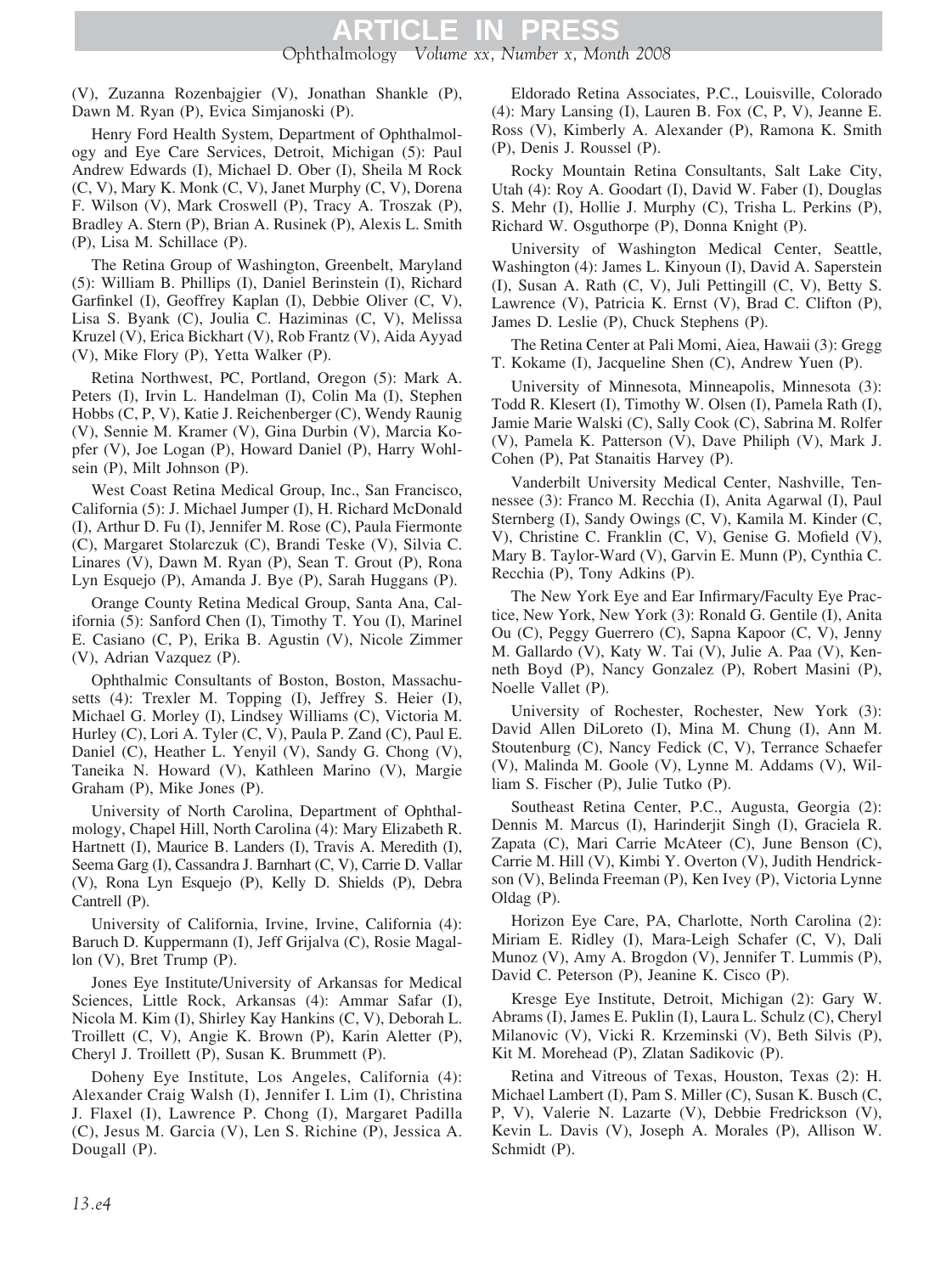(V), Zuzanna Rozenbajgier (V), Jonathan Shankle (P), Dawn M. Ryan (P), Evica Simjanoski (P).

Henry Ford Health System, Department of Ophthalmology and Eye Care Services, Detroit, Michigan (5): Paul Andrew Edwards (I), Michael D. Ober (I), Sheila M Rock (C, V), Mary K. Monk (C, V), Janet Murphy (C, V), Dorena F. Wilson (V), Mark Croswell (P), Tracy A. Troszak (P), Bradley A. Stern (P), Brian A. Rusinek (P), Alexis L. Smith (P), Lisa M. Schillace (P).

The Retina Group of Washington, Greenbelt, Maryland (5): William B. Phillips (I), Daniel Berinstein (I), Richard Garfinkel (I), Geoffrey Kaplan (I), Debbie Oliver (C, V), Lisa S. Byank (C), Joulia C. Haziminas (C, V), Melissa Kruzel (V), Erica Bickhart (V), Rob Frantz (V), Aida Ayyad (V), Mike Flory (P), Yetta Walker (P).

Retina Northwest, PC, Portland, Oregon (5): Mark A. Peters (I), Irvin L. Handelman (I), Colin Ma (I), Stephen Hobbs (C, P, V), Katie J. Reichenberger (C), Wendy Raunig (V), Sennie M. Kramer (V), Gina Durbin (V), Marcia Kopfer (V), Joe Logan (P), Howard Daniel (P), Harry Wohlsein (P), Milt Johnson (P).

West Coast Retina Medical Group, Inc., San Francisco, California (5): J. Michael Jumper (I), H. Richard McDonald (I), Arthur D. Fu (I), Jennifer M. Rose (C), Paula Fiermonte (C), Margaret Stolarczuk (C), Brandi Teske (V), Silvia C. Linares (V), Dawn M. Ryan (P), Sean T. Grout (P), Rona Lyn Esquejo (P), Amanda J. Bye (P), Sarah Huggans (P).

Orange County Retina Medical Group, Santa Ana, California (5): Sanford Chen (I), Timothy T. You (I), Marinel E. Casiano (C, P), Erika B. Agustin (V), Nicole Zimmer (V), Adrian Vazquez (P).

Ophthalmic Consultants of Boston, Boston, Massachusetts (4): Trexler M. Topping (I), Jeffrey S. Heier (I), Michael G. Morley (I), Lindsey Williams (C), Victoria M. Hurley (C), Lori A. Tyler (C, V), Paula P. Zand (C), Paul E. Daniel (C), Heather L. Yenyil (V), Sandy G. Chong (V), Taneika N. Howard (V), Kathleen Marino (V), Margie Graham (P), Mike Jones (P).

University of North Carolina, Department of Ophthalmology, Chapel Hill, North Carolina (4): Mary Elizabeth R. Hartnett (I), Maurice B. Landers (I), Travis A. Meredith (I), Seema Garg (I), Cassandra J. Barnhart (C, V), Carrie D. Vallar (V), Rona Lyn Esquejo (P), Kelly D. Shields (P), Debra Cantrell (P).

University of California, Irvine, Irvine, California (4): Baruch D. Kuppermann (I), Jeff Grijalva (C), Rosie Magallon (V), Bret Trump (P).

Jones Eye Institute/University of Arkansas for Medical Sciences, Little Rock, Arkansas (4): Ammar Safar (I), Nicola M. Kim (I), Shirley Kay Hankins (C, V), Deborah L. Troillett (C, V), Angie K. Brown (P), Karin Aletter (P), Cheryl J. Troillett (P), Susan K. Brummett (P).

Doheny Eye Institute, Los Angeles, California (4): Alexander Craig Walsh (I), Jennifer I. Lim (I), Christina J. Flaxel (I), Lawrence P. Chong (I), Margaret Padilla (C), Jesus M. Garcia (V), Len S. Richine (P), Jessica A. Dougall (P).

Eldorado Retina Associates, P.C., Louisville, Colorado (4): Mary Lansing (I), Lauren B. Fox (C, P, V), Jeanne E. Ross (V), Kimberly A. Alexander (P), Ramona K. Smith (P), Denis J. Roussel (P).

Rocky Mountain Retina Consultants, Salt Lake City, Utah (4): Roy A. Goodart (I), David W. Faber (I), Douglas S. Mehr (I), Hollie J. Murphy (C), Trisha L. Perkins (P), Richard W. Osguthorpe (P), Donna Knight (P).

University of Washington Medical Center, Seattle, Washington (4): James L. Kinyoun (I), David A. Saperstein (I), Susan A. Rath (C, V), Juli Pettingill (C, V), Betty S. Lawrence (V), Patricia K. Ernst (V), Brad C. Clifton (P), James D. Leslie (P), Chuck Stephens (P).

The Retina Center at Pali Momi, Aiea, Hawaii (3): Gregg T. Kokame (I), Jacqueline Shen (C), Andrew Yuen (P).

University of Minnesota, Minneapolis, Minnesota (3): Todd R. Klesert (I), Timothy W. Olsen (I), Pamela Rath (I), Jamie Marie Walski (C), Sally Cook (C), Sabrina M. Rolfer (V), Pamela K. Patterson (V), Dave Philiph (V), Mark J. Cohen (P), Pat Stanaitis Harvey (P).

Vanderbilt University Medical Center, Nashville, Tennessee (3): Franco M. Recchia (I), Anita Agarwal (I), Paul Sternberg (I), Sandy Owings (C, V), Kamila M. Kinder (C, V), Christine C. Franklin (C, V), Genise G. Mofield (V), Mary B. Taylor-Ward (V), Garvin E. Munn (P), Cynthia C. Recchia (P), Tony Adkins (P).

The New York Eye and Ear Infirmary/Faculty Eye Practice, New York, New York (3): Ronald G. Gentile (I), Anita Ou (C), Peggy Guerrero (C), Sapna Kapoor (C, V), Jenny M. Gallardo (V), Katy W. Tai (V), Julie A. Paa (V), Kenneth Boyd (P), Nancy Gonzalez (P), Robert Masini (P), Noelle Vallet (P).

University of Rochester, Rochester, New York (3): David Allen DiLoreto (I), Mina M. Chung (I), Ann M. Stoutenburg (C), Nancy Fedick (C, V), Terrance Schaefer (V), Malinda M. Goole (V), Lynne M. Addams (V), William S. Fischer (P), Julie Tutko (P).

Southeast Retina Center, P.C., Augusta, Georgia (2): Dennis M. Marcus (I), Harinderjit Singh (I), Graciela R. Zapata (C), Mari Carrie McAteer (C), June Benson (C), Carrie M. Hill (V), Kimbi Y. Overton (V), Judith Hendrickson (V), Belinda Freeman (P), Ken Ivey (P), Victoria Lynne Oldag (P).

Horizon Eye Care, PA, Charlotte, North Carolina (2): Miriam E. Ridley (I), Mara-Leigh Schafer (C, V), Dali Munoz (V), Amy A. Brogdon (V), Jennifer T. Lummis (P), David C. Peterson (P), Jeanine K. Cisco (P).

Kresge Eye Institute, Detroit, Michigan (2): Gary W. Abrams (I), James E. Puklin (I), Laura L. Schulz (C), Cheryl Milanovic (V), Vicki R. Krzeminski (V), Beth Silvis (P), Kit M. Morehead (P), Zlatan Sadikovic (P).

Retina and Vitreous of Texas, Houston, Texas (2): H. Michael Lambert (I), Pam S. Miller (C), Susan K. Busch (C, P, V), Valerie N. Lazarte (V), Debbie Fredrickson (V), Kevin L. Davis (V), Joseph A. Morales (P), Allison W. Schmidt (P).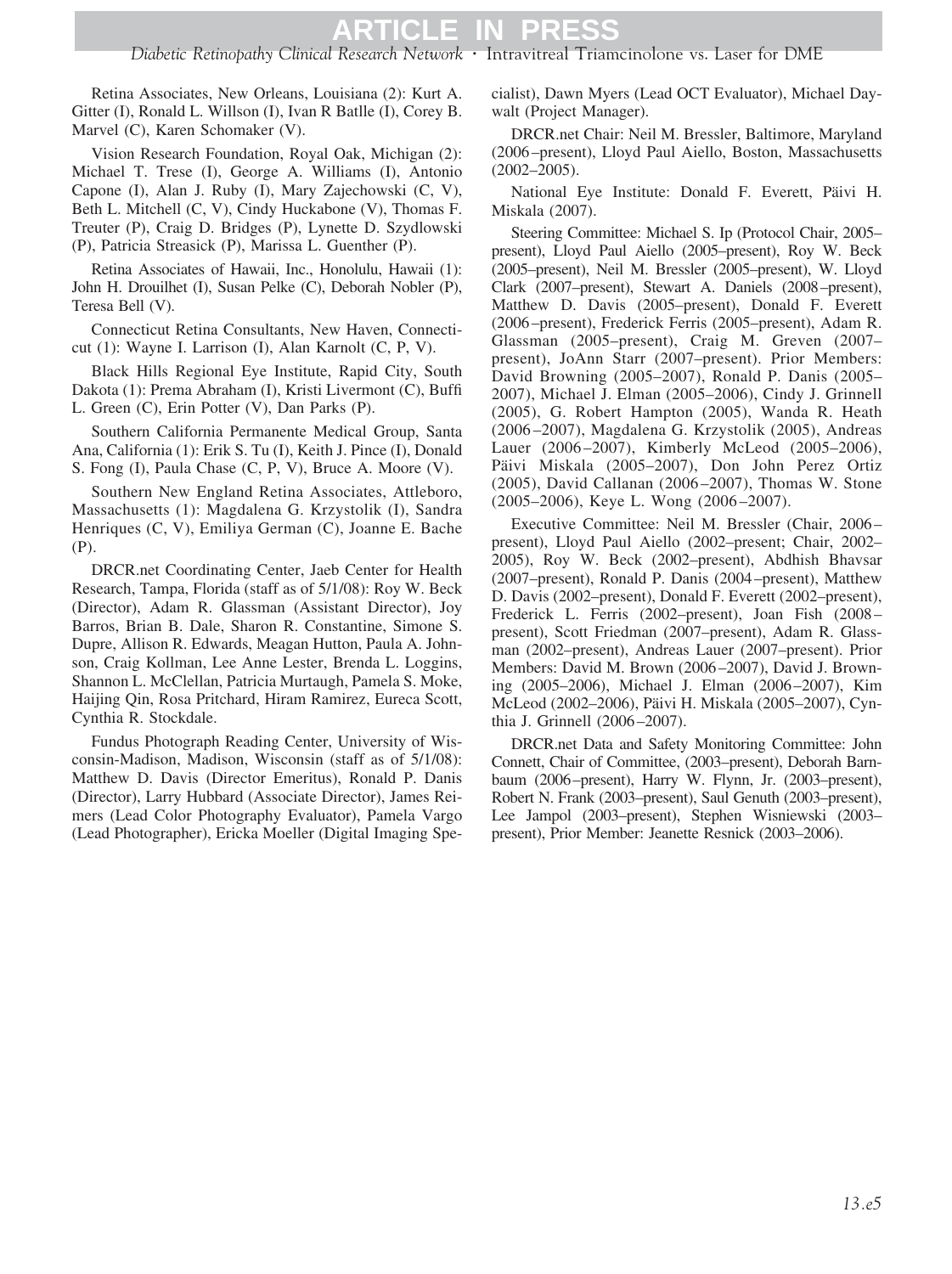Retina Associates, New Orleans, Louisiana (2): Kurt A. Gitter (I), Ronald L. Willson (I), Ivan R Batlle (I), Corey B. Marvel (C), Karen Schomaker (V).

Vision Research Foundation, Royal Oak, Michigan (2): Michael T. Trese (I), George A. Williams (I), Antonio Capone (I), Alan J. Ruby (I), Mary Zajechowski (C, V), Beth L. Mitchell (C, V), Cindy Huckabone (V), Thomas F. Treuter (P), Craig D. Bridges (P), Lynette D. Szydlowski (P), Patricia Streasick (P), Marissa L. Guenther (P).

Retina Associates of Hawaii, Inc., Honolulu, Hawaii (1): John H. Drouilhet (I), Susan Pelke (C), Deborah Nobler (P), Teresa Bell (V).

Connecticut Retina Consultants, New Haven, Connecticut (1): Wayne I. Larrison (I), Alan Karnolt (C, P, V).

Black Hills Regional Eye Institute, Rapid City, South Dakota (1): Prema Abraham (I), Kristi Livermont (C), Buffi L. Green (C), Erin Potter (V), Dan Parks (P).

Southern California Permanente Medical Group, Santa Ana, California (1): Erik S. Tu (I), Keith J. Pince (I), Donald S. Fong (I), Paula Chase (C, P, V), Bruce A. Moore (V).

Southern New England Retina Associates, Attleboro, Massachusetts (1): Magdalena G. Krzystolik (I), Sandra Henriques (C, V), Emiliya German (C), Joanne E. Bache (P).

DRCR.net Coordinating Center, Jaeb Center for Health Research, Tampa, Florida (staff as of 5/1/08): Roy W. Beck (Director), Adam R. Glassman (Assistant Director), Joy Barros, Brian B. Dale, Sharon R. Constantine, Simone S. Dupre, Allison R. Edwards, Meagan Hutton, Paula A. Johnson, Craig Kollman, Lee Anne Lester, Brenda L. Loggins, Shannon L. McClellan, Patricia Murtaugh, Pamela S. Moke, Haijing Qin, Rosa Pritchard, Hiram Ramirez, Eureca Scott, Cynthia R. Stockdale.

Fundus Photograph Reading Center, University of Wisconsin-Madison, Madison, Wisconsin (staff as of 5/1/08): Matthew D. Davis (Director Emeritus), Ronald P. Danis (Director), Larry Hubbard (Associate Director), James Reimers (Lead Color Photography Evaluator), Pamela Vargo (Lead Photographer), Ericka Moeller (Digital Imaging Specialist), Dawn Myers (Lead OCT Evaluator), Michael Daywalt (Project Manager).

DRCR.net Chair: Neil M. Bressler, Baltimore, Maryland (2006–present), Lloyd Paul Aiello, Boston, Massachusetts (2002–2005).

National Eye Institute: Donald F. Everett, Päivi H. Miskala (2007).

Steering Committee: Michael S. Ip (Protocol Chair, 2005–present), Lloyd Paul Aiello (2005–present), Roy W. Beck (2005–present), Neil M. Bressler (2005–present), W. Lloyd Clark (2007–present), Stewart A. Daniels (2008–present), Matthew D. Davis (2005–present), Donald F. Everett (2006–present), Frederick Ferris (2005–present), Adam R. Glassman (2005–present), Craig M. Greven (2007–present), JoAnn Starr (2007–present). Prior Members: David Browning (2005–2007), Ronald P. Danis (2005–2007), Michael J. Elman (2005–2006), Cindy J. Grinnell (2005), G. Robert Hampton (2005), Wanda R. Heath (2006–2007), Magdalena G. Krzystolik (2005), Andreas Lauer (2006–2007), Kimberly McLeod (2005–2006), Päivi Miskala (2005–2007), Don John Perez Ortiz (2005), David Callanan (2006–2007), Thomas W. Stone (2005–2006), Keye L. Wong (2006–2007).

Executive Committee: Neil M. Bressler (Chair, 2006–present), Lloyd Paul Aiello (2002–present; Chair, 2002–2005), Roy W. Beck (2002–present), Abdhish Bhavsar (2007–present), Ronald P. Danis (2004–present), Matthew D. Davis (2002–present), Donald F. Everett (2002–present), Frederick L. Ferris (2002–present), Joan Fish (2008–present), Scott Friedman (2007–present), Adam R. Glassman (2002–present), Andreas Lauer (2007–present). Prior Members: David M. Brown (2006–2007), David J. Browning (2005–2006), Michael J. Elman (2006–2007), Kim McLeod (2002–2006), Päivi H. Miskala (2005–2007), Cynthia J. Grinnell (2006–2007).

DRCR.net Data and Safety Monitoring Committee: John Connett, Chair of Committee, (2003–present), Deborah Barnbaum (2006–present), Harry W. Flynn, Jr. (2003–present), Robert N. Frank (2003–present), Saul Genuth (2003–present), Lee Jampol (2003–present), Stephen Wisniewski (2003–present), Prior Member: Jeanette Resnick (2003–2006).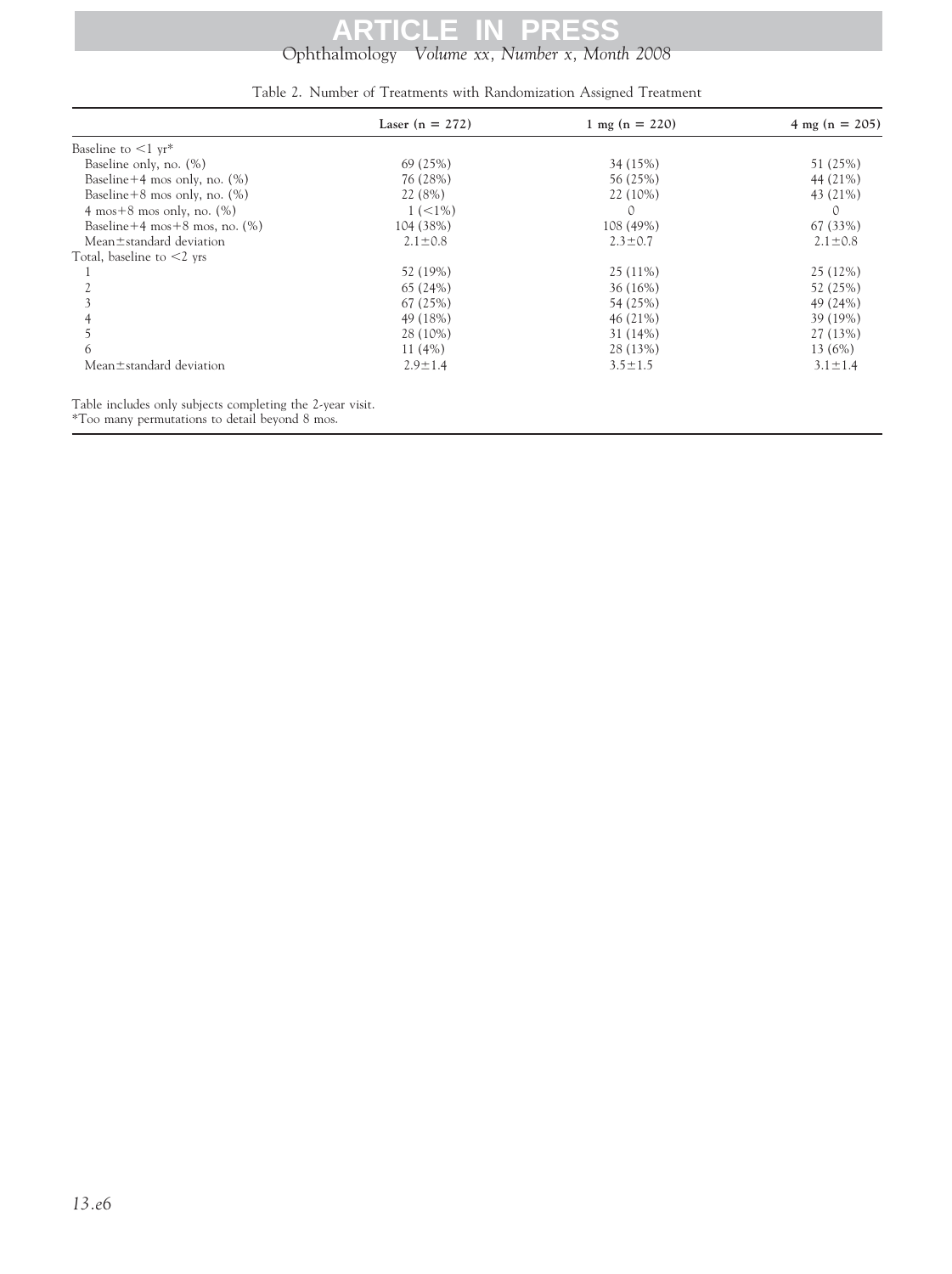Table 2. Number of Treatments with Randomization Assigned Treatment

| | Laser (n = 272) | 1 mg (n = 220) | 4 mg (n = 205) |
|---|---|---|---|
| Baseline to <1 yr* | | | |
| Baseline only, no. (%) | 69 (25%) | 34 (15%) | 51 (25%) |
| Baseline+4 mos only, no. (%) | 76 (28%) | 56 (25%) | 44 (21%) |
| Baseline+8 mos only, no. (%) | 22 (8%) | 22 (10%) | 43 (21%) |
| 4 mos+8 mos only, no. (%) | 1 (<1%) | 0 | 0 |
| Baseline+4 mos+8 mos, no. (%) | 104 (38%) | 108 (49%) | 67 (33%) |
| Mean±standard deviation | 2.1±0.8 | 2.3±0.7 | 2.1±0.8 |
| Total, baseline to <2 yrs | | | |
| 1 | 52 (19%) | 25 (11%) | 25 (12%) |
| 2 | 65 (24%) | 36 (16%) | 52 (25%) |
| 3 | 67 (25%) | 54 (25%) | 49 (24%) |
| 4 | 49 (18%) | 46 (21%) | 39 (19%) |
| 5 | 28 (10%) | 31 (14%) | 27 (13%) |
| 6 | 11 (4%) | 28 (13%) | 13 (6%) |
| Mean±standard deviation | 2.9±1.4 | 3.5±1.5 | 3.1±1.4 |

Table includes only subjects completing the 2-year visit.
*Too many permutations to detail beyond 8 mos.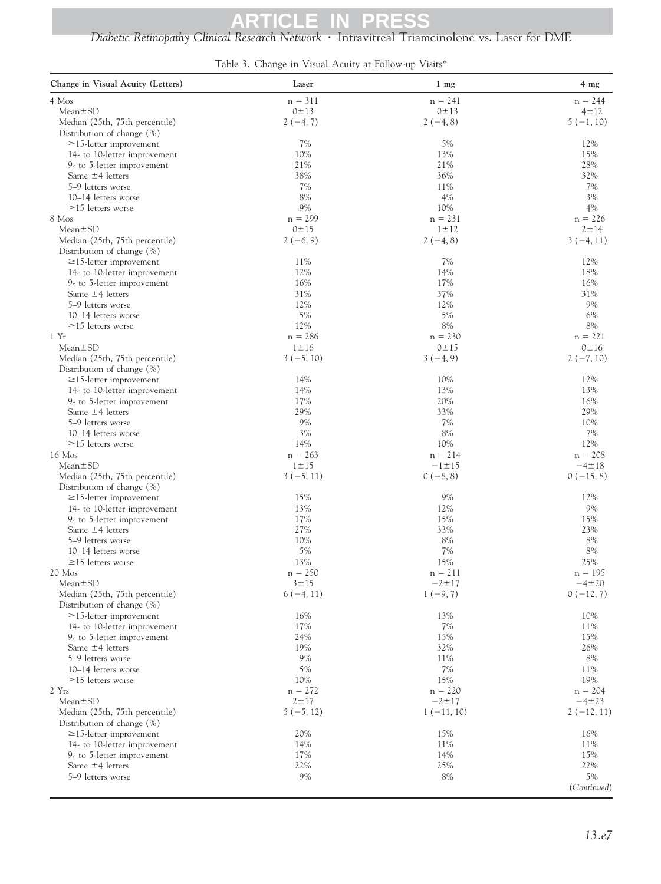Table 3. Change in Visual Acuity at Follow-up Visits*

| Change in Visual Acuity (Letters) | Laser | 1 mg | 4 mg |
|---|---|---|---|
| 4 Mos | n = 311 | n = 241 | n = 244 |
| Mean±SD | 0±13 | 0±13 | 4±12 |
| Median (25th, 75th percentile) | 2 (−4, 7) | 2 (−4, 8) | 5 (−1, 10) |
| Distribution of change (%) | | | |
| ≥15-letter improvement | 7% | 5% | 12% |
| 14- to 10-letter improvement | 10% | 13% | 15% |
| 9- to 5-letter improvement | 21% | 21% | 28% |
| Same ±4 letters | 38% | 36% | 32% |
| 5–9 letters worse | 7% | 11% | 7% |
| 10–14 letters worse | 8% | 4% | 3% |
| ≥15 letters worse | 9% | 10% | 4% |
| 8 Mos | n = 299 | n = 231 | n = 226 |
| Mean±SD | 0±15 | 1±12 | 2±14 |
| Median (25th, 75th percentile) | 2 (−6, 9) | 2 (−4, 8) | 3 (−4, 11) |
| Distribution of change (%) | | | |
| ≥15-letter improvement | 11% | 7% | 12% |
| 14- to 10-letter improvement | 12% | 14% | 18% |
| 9- to 5-letter improvement | 16% | 17% | 16% |
| Same ±4 letters | 31% | 37% | 31% |
| 5–9 letters worse | 12% | 12% | 9% |
| 10–14 letters worse | 5% | 5% | 6% |
| ≥15 letters worse | 12% | 8% | 8% |
| 1 Yr | n = 286 | n = 230 | n = 221 |
| Mean±SD | 1±16 | 0±15 | 0±16 |
| Median (25th, 75th percentile) | 3 (−5, 10) | 3 (−4, 9) | 2 (−7, 10) |
| Distribution of change (%) | | | |
| ≥15-letter improvement | 14% | 10% | 12% |
| 14- to 10-letter improvement | 14% | 13% | 13% |
| 9- to 5-letter improvement | 17% | 20% | 16% |
| Same ±4 letters | 29% | 33% | 29% |
| 5–9 letters worse | 9% | 7% | 10% |
| 10–14 letters worse | 3% | 8% | 7% |
| ≥15 letters worse | 14% | 10% | 12% |
| 16 Mos | n = 263 | n = 214 | n = 208 |
| Mean±SD | 1±15 | −1±15 | −4±18 |
| Median (25th, 75th percentile) | 3 (−5, 11) | 0 (−8, 8) | 0 (−15, 8) |
| Distribution of change (%) | | | |
| ≥15-letter improvement | 15% | 9% | 12% |
| 14- to 10-letter improvement | 13% | 12% | 9% |
| 9- to 5-letter improvement | 17% | 15% | 15% |
| Same ±4 letters | 27% | 33% | 23% |
| 5–9 letters worse | 10% | 8% | 8% |
| 10–14 letters worse | 5% | 7% | 8% |
| ≥15 letters worse | 13% | 15% | 25% |
| 20 Mos | n = 250 | n = 211 | n = 195 |
| Mean±SD | 3±15 | −2±17 | −4±20 |
| Median (25th, 75th percentile) | 6 (−4, 11) | 1 (−9, 7) | 0 (−12, 7) |
| Distribution of change (%) | | | |
| ≥15-letter improvement | 16% | 13% | 10% |
| 14- to 10-letter improvement | 17% | 7% | 11% |
| 9- to 5-letter improvement | 24% | 15% | 15% |
| Same ±4 letters | 19% | 32% | 26% |
| 5–9 letters worse | 9% | 11% | 8% |
| 10–14 letters worse | 5% | 7% | 11% |
| ≥15 letters worse | 10% | 15% | 19% |
| 2 Yrs | n = 272 | n = 220 | n = 204 |
| Mean±SD | 2±17 | −2±17 | −4±23 |
| Median (25th, 75th percentile) | 5 (−5, 12) | 1 (−11, 10) | 2 (−12, 11) |
| Distribution of change (%) | | | |
| ≥15-letter improvement | 20% | 15% | 16% |
| 14- to 10-letter improvement | 14% | 11% | 11% |
| 9- to 5-letter improvement | 17% | 14% | 15% |
| Same ±4 letters | 22% | 25% | 22% |
| 5–9 letters worse | 9% | 8% | 5% |

(Continued)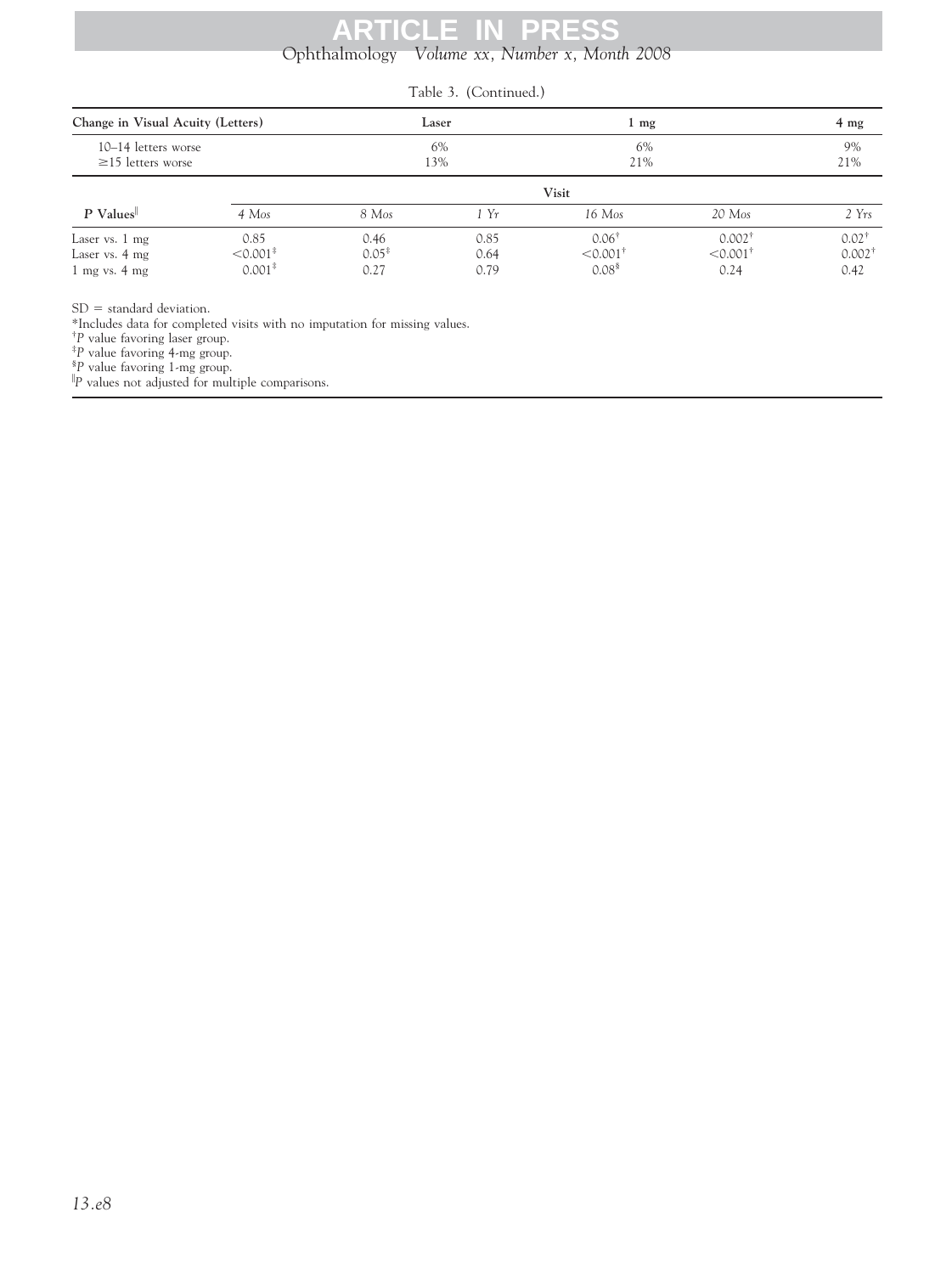Table 3. (Continued.)

| Change in Visual Acuity (Letters) | Laser | 1 mg | 4 mg |
|---|---|---|---|
| 10–14 letters worse | 6% | 6% | 9% |
| ≥15 letters worse | 13% | 21% | 21% |

| P Values[‖] | Visit | | | | | |
|---|---|---|---|---|---|---|
| | *4 Mos* | *8 Mos* | *1 Yr* | *16 Mos* | *20 Mos* | *2 Yrs* |
| Laser vs. 1 mg | 0.85 | 0.46 | 0.85 | 0.06[†] | 0.002[†] | 0.02[†] |
| Laser vs. 4 mg | <0.001[‡] | 0.05[‡] | 0.64 | <0.001[†] | <0.001[†] | 0.002[†] |
| 1 mg vs. 4 mg | 0.001[‡] | 0.27 | 0.79 | 0.08[§] | 0.24 | 0.42 |

SD = standard deviation.

*Includes data for completed visits with no imputation for missing values.

[†]*P* value favoring laser group.

[‡]*P* value favoring 4-mg group.

[§]*P* value favoring 1-mg group.

[‖]*P* values not adjusted for multiple comparisons.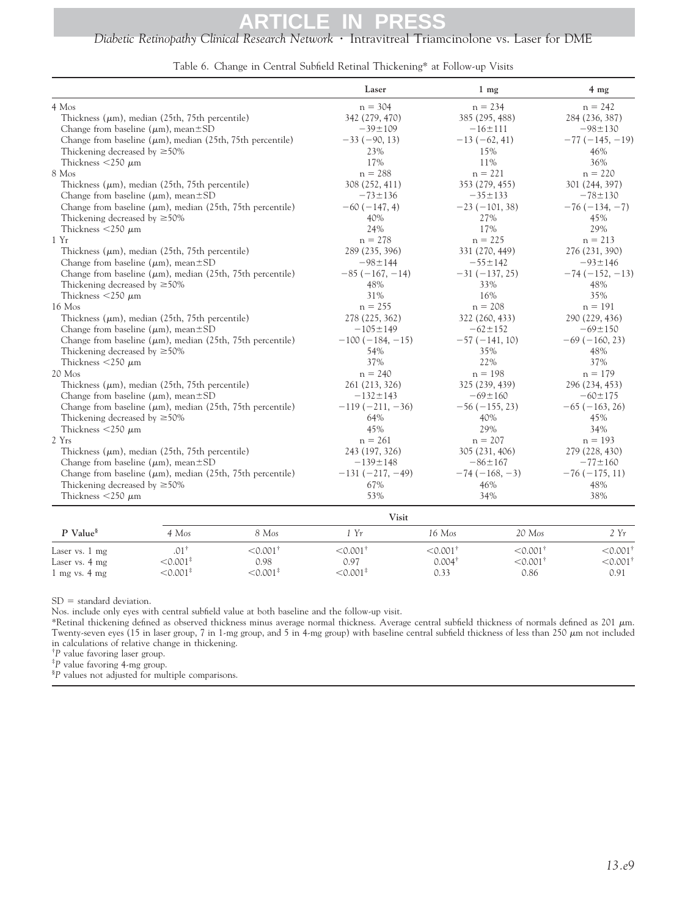Table 6. Change in Central Subfield Retinal Thickening* at Follow-up Visits

| | Laser | 1 mg | 4 mg |
|---|---|---|---|
| 4 Mos | n = 304 | n = 234 | n = 242 |
| Thickness (μm), median (25th, 75th percentile) | 342 (279, 470) | 385 (295, 488) | 284 (236, 387) |
| Change from baseline (μm), mean±SD | −39±109 | −16±111 | −98±130 |
| Change from baseline (μm), median (25th, 75th percentile) | −33 (−90, 13) | −13 (−62, 41) | −77 (−145, −19) |
| Thickening decreased by ≥50% | 23% | 15% | 46% |
| Thickness <250 μm | 17% | 11% | 36% |
| 8 Mos | n = 288 | n = 221 | n = 220 |
| Thickness (μm), median (25th, 75th percentile) | 308 (252, 411) | 353 (279, 455) | 301 (244, 397) |
| Change from baseline (μm), mean±SD | −73±136 | −35±133 | −78±130 |
| Change from baseline (μm), median (25th, 75th percentile) | −60 (−147, 4) | −23 (−101, 38) | −76 (−134, −7) |
| Thickening decreased by ≥50% | 40% | 27% | 45% |
| Thickness <250 μm | 24% | 17% | 29% |
| 1 Yr | n = 278 | n = 225 | n = 213 |
| Thickness (μm), median (25th, 75th percentile) | 289 (235, 396) | 331 (270, 449) | 276 (231, 390) |
| Change from baseline (μm), mean±SD | −98±144 | −55±142 | −93±146 |
| Change from baseline (μm), median (25th, 75th percentile) | −85 (−167, −14) | −31 (−137, 25) | −74 (−152, −13) |
| Thickening decreased by ≥50% | 48% | 33% | 48% |
| Thickness <250 μm | 31% | 16% | 35% |
| 16 Mos | n = 255 | n = 208 | n = 191 |
| Thickness (μm), median (25th, 75th percentile) | 278 (225, 362) | 322 (260, 433) | 290 (229, 436) |
| Change from baseline (μm), mean±SD | −105±149 | −62±152 | −69±150 |
| Change from baseline (μm), median (25th, 75th percentile) | −100 (−184, −15) | −57 (−141, 10) | −69 (−160, 23) |
| Thickening decreased by ≥50% | 54% | 35% | 48% |
| Thickness <250 μm | 37% | 22% | 37% |
| 20 Mos | n = 240 | n = 198 | n = 179 |
| Thickness (μm), median (25th, 75th percentile) | 261 (213, 326) | 325 (239, 439) | 296 (234, 453) |
| Change from baseline (μm), mean±SD | −132±143 | −69±160 | −60±175 |
| Change from baseline (μm), median (25th, 75th percentile) | −119 (−211, −36) | −56 (−155, 23) | −65 (−163, 26) |
| Thickening decreased by ≥50% | 64% | 40% | 45% |
| Thickness <250 μm | 45% | 29% | 34% |
| 2 Yrs | n = 261 | n = 207 | n = 193 |
| Thickness (μm), median (25th, 75th percentile) | 243 (197, 326) | 305 (231, 406) | 279 (228, 430) |
| Change from baseline (μm), mean±SD | −139±148 | −86±167 | −77±160 |
| Change from baseline (μm), median (25th, 75th percentile) | −131 (−217, −49) | −74 (−168, −3) | −76 (−175, 11) |
| Thickening decreased by ≥50% | 67% | 46% | 48% |
| Thickness <250 μm | 53% | 34% | 38% |

| P Value[§] | Visit | | | | | |
|---|---|---|---|---|---|---|
| | *4 Mos* | *8 Mos* | *1 Yr* | *16 Mos* | *20 Mos* | *2 Yr* |
| Laser vs. 1 mg | .01[†] | <0.001[†] | <0.001[†] | <0.001[†] | <0.001[†] | <0.001[†] |
| Laser vs. 4 mg | <0.001[‡] | 0.98 | 0.97 | 0.004[†] | <0.001[†] | <0.001[†] |
| 1 mg vs. 4 mg | <0.001[‡] | <0.001[‡] | <0.001[‡] | 0.33 | 0.86 | 0.91 |

SD = standard deviation.

Nos. include only eyes with central subfield value at both baseline and the follow-up visit.

*Retinal thickening defined as observed thickness minus average normal thickness. Average central subfield thickness of normals defined as 201 μm. Twenty-seven eyes (15 in laser group, 7 in 1-mg group, and 5 in 4-mg group) with baseline central subfield thickness of less than 250 μm not included in calculations of relative change in thickening.

[†]*P* value favoring laser group.

[‡]*P* value favoring 4-mg group.

[§]*P* values not adjusted for multiple comparisons.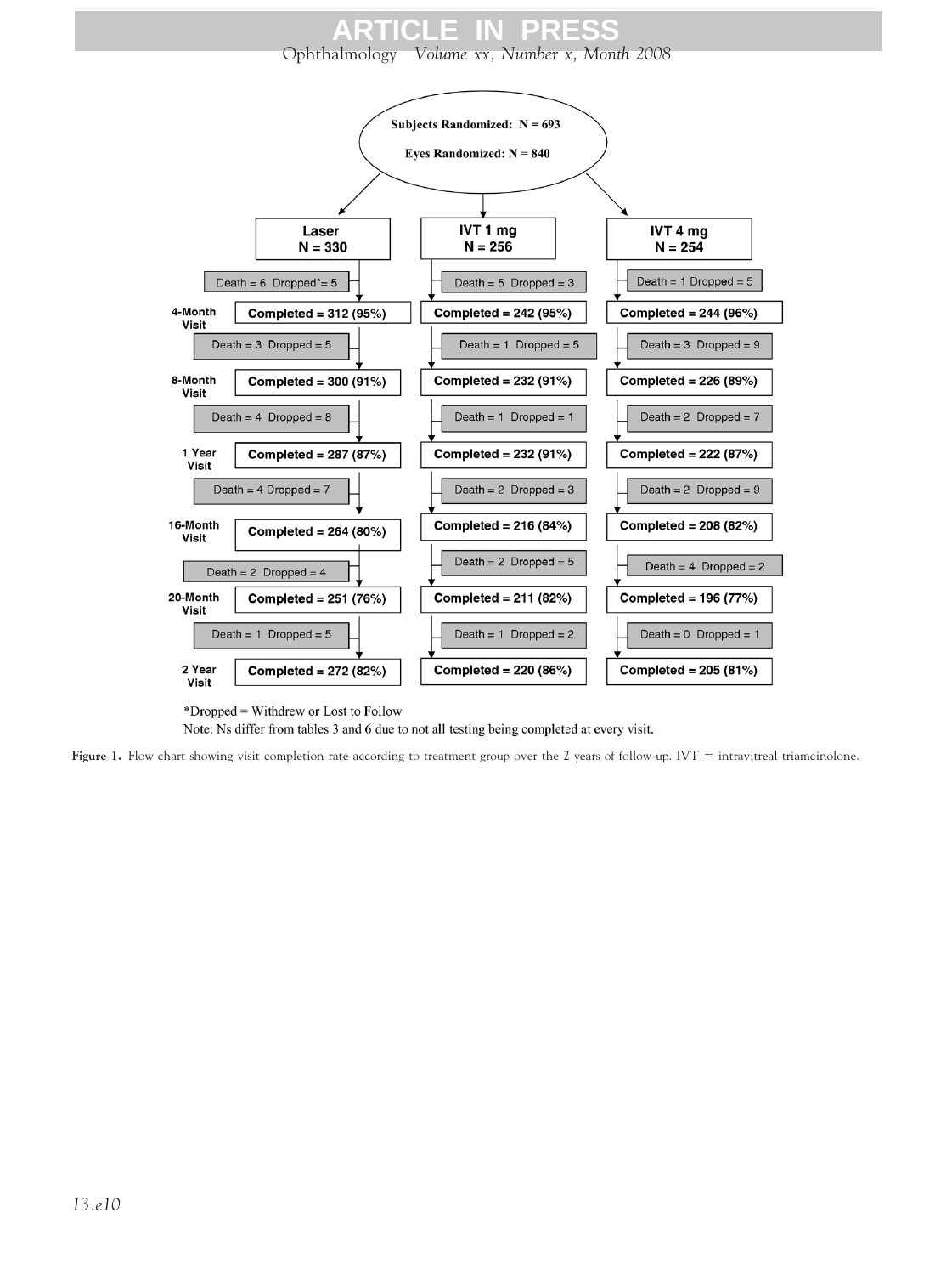Subjects Randomized: N = 693

Eyes Randomized: N = 840

Laser
N = 330

IVT 1 mg
N = 256

IVT 4 mg
N = 254

Death = 6 Dropped*= 5

Death = 5 Dropped = 3

Death = 1 Dropped = 5

4-Month Visit

Completed = 312 (95%)

Completed = 242 (95%)

Completed = 244 (96%)

Death = 3 Dropped = 5

Death = 1 Dropped = 5

Death = 3 Dropped = 9

8-Month Visit

Completed = 300 (91%)

Completed = 232 (91%)

Completed = 226 (89%)

Death = 4 Dropped = 8

Death = 1 Dropped = 1

Death = 2 Dropped = 7

1 Year Visit

Completed = 287 (87%)

Completed = 232 (91%)

Completed = 222 (87%)

Death = 4 Dropped = 7

Death = 2 Dropped = 3

Death = 2 Dropped = 9

16-Month Visit

Completed = 264 (80%)

Completed = 216 (84%)

Completed = 208 (82%)

Death = 2 Dropped = 4

Death = 2 Dropped = 5

Death = 4 Dropped = 2

20-Month Visit

Completed = 251 (76%)

Completed = 211 (82%)

Completed = 196 (77%)

Death = 1 Dropped = 5

Death = 1 Dropped = 2

Death = 0 Dropped = 1

2 Year Visit

Completed = 272 (82%)

Completed = 220 (86%)

Completed = 205 (81%)

*Dropped = Withdrew or Lost to Follow

Note: Ns differ from tables 3 and 6 due to not all testing being completed at every visit.

**Figure 1.** Flow chart showing visit completion rate according to treatment group over the 2 years of follow-up. IVT = intravitreal triamcinolone.